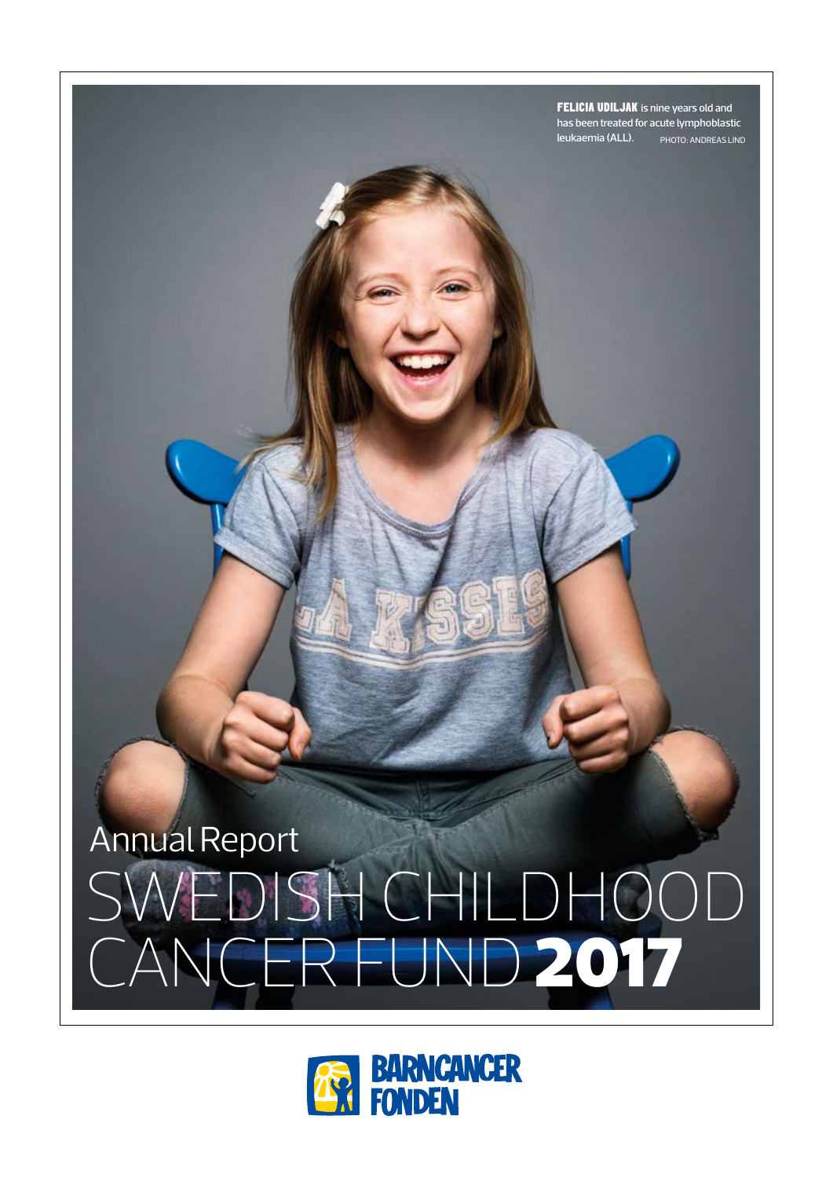**FELICIA UDILJAK** is nine years old and has been treated for acute lymphoblastic leukaemia (ALL). PHOTO: ANDREAS LIND

# Annual Report SWEDISH CHILDHOOD CANCER FUND **2017**

BARNCANCER FONDEN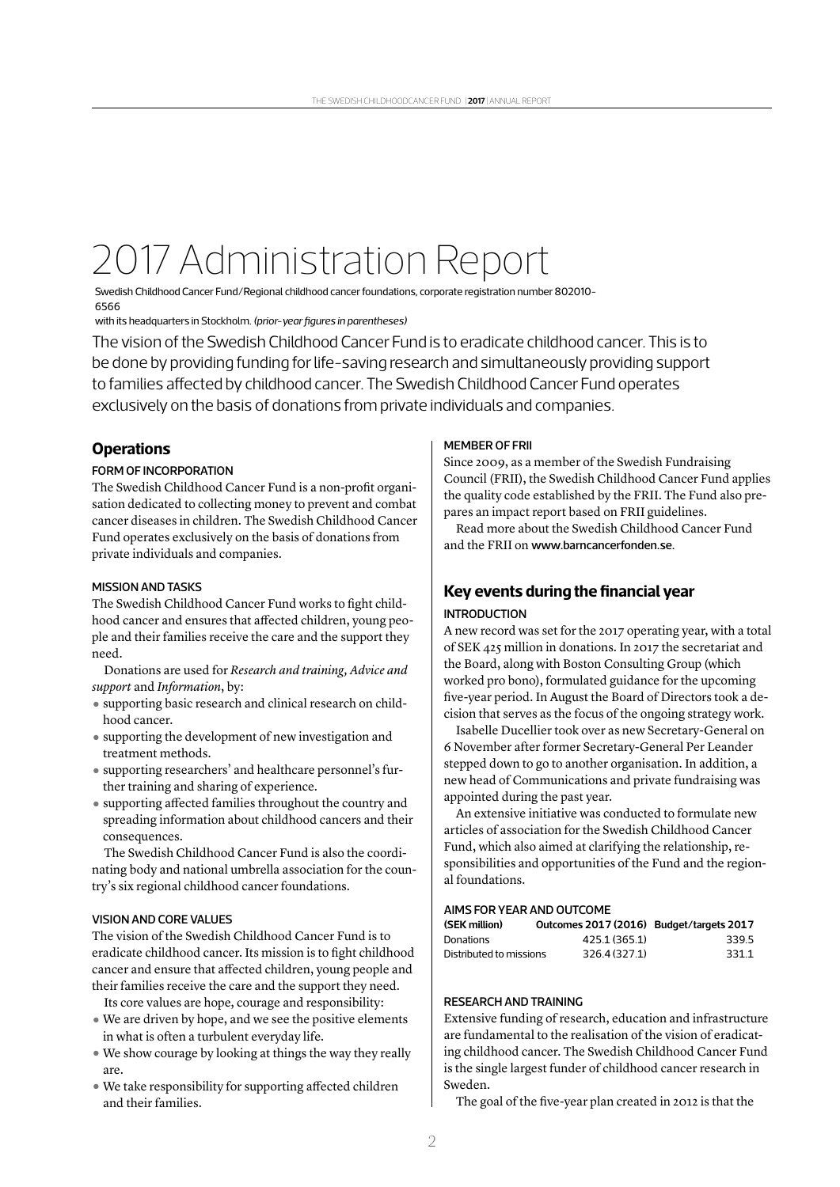# 2017 Administration Report

Swedish Childhood Cancer Fund/Regional childhood cancer foundations, corporate registration number 802010-6566
with its headquarters in Stockholm. *(prior-year figures in parentheses)*

The vision of the Swedish Childhood Cancer Fund is to eradicate childhood cancer. This is to be done by providing funding for life-saving research and simultaneously providing support to families affected by childhood cancer. The Swedish Childhood Cancer Fund operates exclusively on the basis of donations from private individuals and companies.

## Operations

### FORM OF INCORPORATION

The Swedish Childhood Cancer Fund is a non-profit organisation dedicated to collecting money to prevent and combat cancer diseases in children. The Swedish Childhood Cancer Fund operates exclusively on the basis of donations from private individuals and companies.

### MISSION AND TASKS

The Swedish Childhood Cancer Fund works to fight childhood cancer and ensures that affected children, young people and their families receive the care and the support they need.

Donations are used for *Research and training, Advice and support* and *Information*, by:

- supporting basic research and clinical research on childhood cancer.
- supporting the development of new investigation and treatment methods.
- supporting researchers' and healthcare personnel's further training and sharing of experience.
- supporting affected families throughout the country and spreading information about childhood cancers and their consequences.

The Swedish Childhood Cancer Fund is also the coordinating body and national umbrella association for the country's six regional childhood cancer foundations.

### VISION AND CORE VALUES

The vision of the Swedish Childhood Cancer Fund is to eradicate childhood cancer. Its mission is to fight childhood cancer and ensure that affected children, young people and their families receive the care and the support they need.

Its core values are hope, courage and responsibility:

- We are driven by hope, and we see the positive elements in what is often a turbulent everyday life.
- We show courage by looking at things the way they really are.
- We take responsibility for supporting affected children and their families.

### MEMBER OF FRII

Since 2009, as a member of the Swedish Fundraising Council (FRII), the Swedish Childhood Cancer Fund applies the quality code established by the FRII. The Fund also prepares an impact report based on FRII guidelines.

Read more about the Swedish Childhood Cancer Fund and the FRII on www.barncancerfonden.se.

## Key events during the financial year

### INTRODUCTION

A new record was set for the 2017 operating year, with a total of SEK 425 million in donations. In 2017 the secretariat and the Board, along with Boston Consulting Group (which worked pro bono), formulated guidance for the upcoming five-year period. In August the Board of Directors took a decision that serves as the focus of the ongoing strategy work.

Isabelle Ducellier took over as new Secretary-General on 6 November after former Secretary-General Per Leander stepped down to go to another organisation. In addition, a new head of Communications and private fundraising was appointed during the past year.

An extensive initiative was conducted to formulate new articles of association for the Swedish Childhood Cancer Fund, which also aimed at clarifying the relationship, responsibilities and opportunities of the Fund and the regional foundations.

### AIMS FOR YEAR AND OUTCOME

| (SEK million) | Outcomes 2017 (2016) | Budget/targets 2017 |
|---|---|---|
| Donations | 425.1 (365.1) | 339.5 |
| Distributed to missions | 326.4 (327.1) | 331.1 |

### RESEARCH AND TRAINING

Extensive funding of research, education and infrastructure are fundamental to the realisation of the vision of eradicating childhood cancer. The Swedish Childhood Cancer Fund is the single largest funder of childhood cancer research in Sweden.

The goal of the five-year plan created in 2012 is that the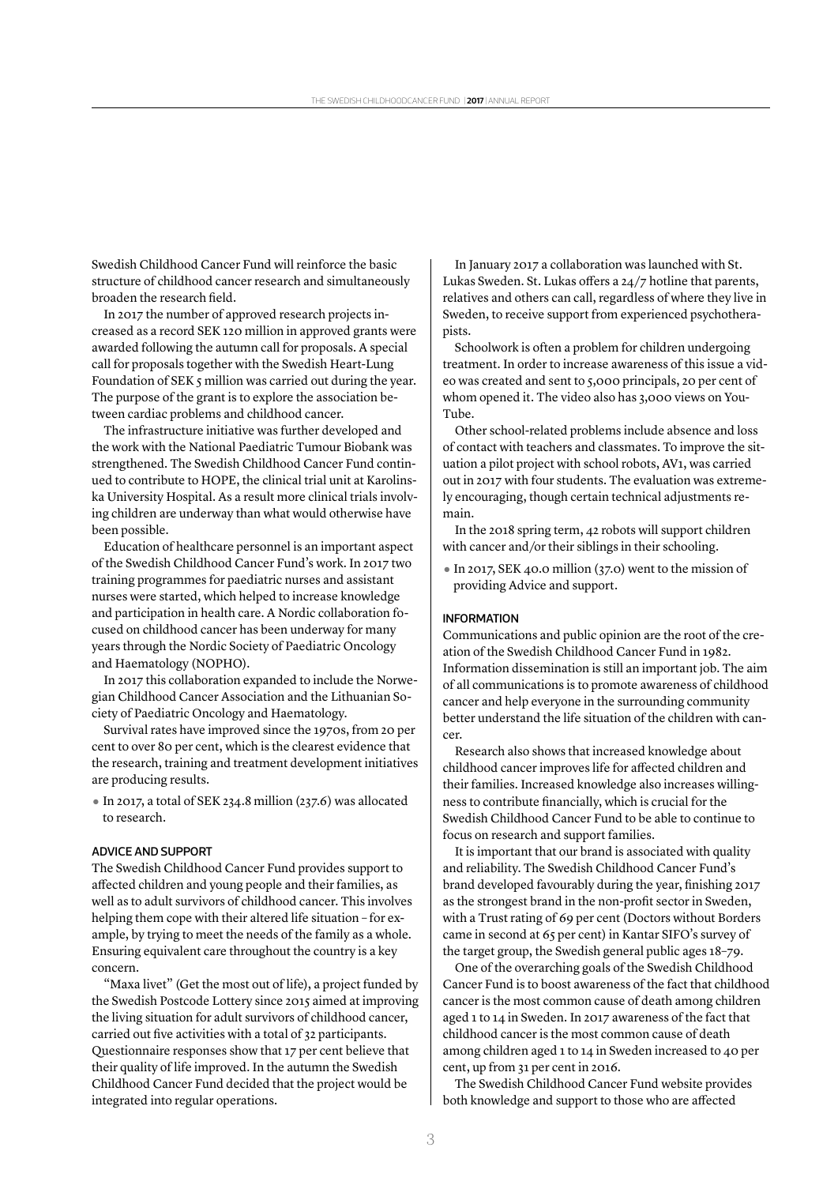Swedish Childhood Cancer Fund will reinforce the basic structure of childhood cancer research and simultaneously broaden the research field.

In 2017 the number of approved research projects increased as a record SEK 120 million in approved grants were awarded following the autumn call for proposals. A special call for proposals together with the Swedish Heart-Lung Foundation of SEK 5 million was carried out during the year. The purpose of the grant is to explore the association between cardiac problems and childhood cancer.

The infrastructure initiative was further developed and the work with the National Paediatric Tumour Biobank was strengthened. The Swedish Childhood Cancer Fund continued to contribute to HOPE, the clinical trial unit at Karolinska University Hospital. As a result more clinical trials involving children are underway than what would otherwise have been possible.

Education of healthcare personnel is an important aspect of the Swedish Childhood Cancer Fund's work. In 2017 two training programmes for paediatric nurses and assistant nurses were started, which helped to increase knowledge and participation in health care. A Nordic collaboration focused on childhood cancer has been underway for many years through the Nordic Society of Paediatric Oncology and Haematology (NOPHO).

In 2017 this collaboration expanded to include the Norwegian Childhood Cancer Association and the Lithuanian Society of Paediatric Oncology and Haematology.

Survival rates have improved since the 1970s, from 20 per cent to over 80 per cent, which is the clearest evidence that the research, training and treatment development initiatives are producing results.

- In 2017, a total of SEK 234.8 million (237.6) was allocated to research.

#### ADVICE AND SUPPORT

The Swedish Childhood Cancer Fund provides support to affected children and young people and their families, as well as to adult survivors of childhood cancer. This involves helping them cope with their altered life situation – for example, by trying to meet the needs of the family as a whole. Ensuring equivalent care throughout the country is a key concern.

"Maxa livet" (Get the most out of life), a project funded by the Swedish Postcode Lottery since 2015 aimed at improving the living situation for adult survivors of childhood cancer, carried out five activities with a total of 32 participants. Questionnaire responses show that 17 per cent believe that their quality of life improved. In the autumn the Swedish Childhood Cancer Fund decided that the project would be integrated into regular operations.

In January 2017 a collaboration was launched with St. Lukas Sweden. St. Lukas offers a 24/7 hotline that parents, relatives and others can call, regardless of where they live in Sweden, to receive support from experienced psychotherapists.

Schoolwork is often a problem for children undergoing treatment. In order to increase awareness of this issue a video was created and sent to 5,000 principals, 20 per cent of whom opened it. The video also has 3,000 views on YouTube.

Other school-related problems include absence and loss of contact with teachers and classmates. To improve the situation a pilot project with school robots, AV1, was carried out in 2017 with four students. The evaluation was extremely encouraging, though certain technical adjustments remain.

In the 2018 spring term, 42 robots will support children with cancer and/or their siblings in their schooling.

- In 2017, SEK 40.0 million (37.0) went to the mission of providing Advice and support.

#### INFORMATION

Communications and public opinion are the root of the creation of the Swedish Childhood Cancer Fund in 1982. Information dissemination is still an important job. The aim of all communications is to promote awareness of childhood cancer and help everyone in the surrounding community better understand the life situation of the children with cancer.

Research also shows that increased knowledge about childhood cancer improves life for affected children and their families. Increased knowledge also increases willingness to contribute financially, which is crucial for the Swedish Childhood Cancer Fund to be able to continue to focus on research and support families.

It is important that our brand is associated with quality and reliability. The Swedish Childhood Cancer Fund's brand developed favourably during the year, finishing 2017 as the strongest brand in the non-profit sector in Sweden, with a Trust rating of 69 per cent (Doctors without Borders came in second at 65 per cent) in Kantar SIFO's survey of the target group, the Swedish general public ages 18–79.

One of the overarching goals of the Swedish Childhood Cancer Fund is to boost awareness of the fact that childhood cancer is the most common cause of death among children aged 1 to 14 in Sweden. In 2017 awareness of the fact that childhood cancer is the most common cause of death among children aged 1 to 14 in Sweden increased to 40 per cent, up from 31 per cent in 2016.

The Swedish Childhood Cancer Fund website provides both knowledge and support to those who are affected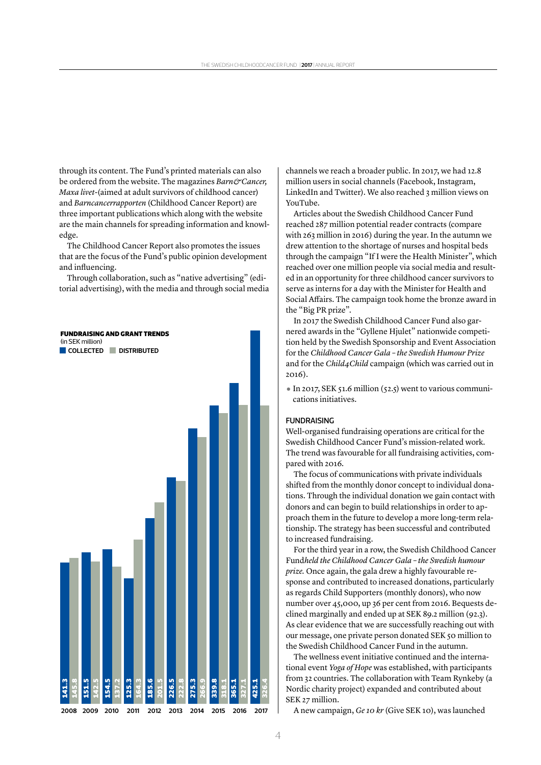through its content. The Fund's printed materials can also be ordered from the website. The magazines *Barn&Cancer, Maxa livet*-(aimed at adult survivors of childhood cancer) and *Barncancerrapporten* (Childhood Cancer Report) are three important publications which along with the website are the main channels for spreading information and knowledge.

The Childhood Cancer Report also promotes the issues that are the focus of the Fund's public opinion development and influencing.

Through collaboration, such as "native advertising" (editorial advertising), with the media and through social media channels we reach a broader public. In 2017, we had 12.8 million users in social channels (Facebook, Instagram, LinkedIn and Twitter). We also reached 3 million views on YouTube.

Articles about the Swedish Childhood Cancer Fund reached 287 million potential reader contracts (compare with 263 million in 2016) during the year. In the autumn we drew attention to the shortage of nurses and hospital beds through the campaign "If I were the Health Minister", which reached over one million people via social media and resulted in an opportunity for three childhood cancer survivors to serve as interns for a day with the Minister for Health and Social Affairs. The campaign took home the bronze award in the "Big PR prize".

In 2017 the Swedish Childhood Cancer Fund also garnered awards in the "Gyllene Hjulet" nationwide competition held by the Swedish Sponsorship and Event Association for the *Childhood Cancer Gala – the Swedish Humour Prize* and for the *Child4Child* campaign (which was carried out in 2016).

- In 2017, SEK 51.6 million (52.5) went to various communications initiatives.

**FUNDRAISING AND GRANT TRENDS**
(in SEK million)

| Year | Collected | Distributed |
|---|---|---|
| 2008 | 141.3 | 145.8 |
| 2009 | 151.5 | 142.5 |
| 2010 | 154.5 | 137.2 |
| 2011 | 125.3 | 164.3 |
| 2012 | 185.6 | 201.5 |
| 2013 | 226.5 | 222.8 |
| 2014 | 275.3 | 266.9 |
| 2015 | 339.8 | 318.1 |
| 2016 | 365.1 | 327.1 |
| 2017 | 425.1 | 326.4 |

## FUNDRAISING

Well-organised fundraising operations are critical for the Swedish Childhood Cancer Fund's mission-related work. The trend was favourable for all fundraising activities, compared with 2016.

The focus of communications with private individuals shifted from the monthly donor concept to individual donations. Through the individual donation we gain contact with donors and can begin to build relationships in order to approach them in the future to develop a more long-term relationship. The strategy has been successful and contributed to increased fundraising.

For the third year in a row, the Swedish Childhood Cancer Fund*held the Childhood Cancer Gala – the Swedish humour prize*. Once again, the gala drew a highly favourable response and contributed to increased donations, particularly as regards Child Supporters (monthly donors), who now number over 45,000, up 36 per cent from 2016. Bequests declined marginally and ended up at SEK 89.2 million (92.3). As clear evidence that we are successfully reaching out with our message, one private person donated SEK 50 million to the Swedish Childhood Cancer Fund in the autumn.

The wellness event initiative continued and the international event *Yoga of Hope* was established, with participants from 32 countries. The collaboration with Team Rynkeby (a Nordic charity project) expanded and contributed about SEK 27 million.

A new campaign, *Ge 10 kr* (Give SEK 10), was launched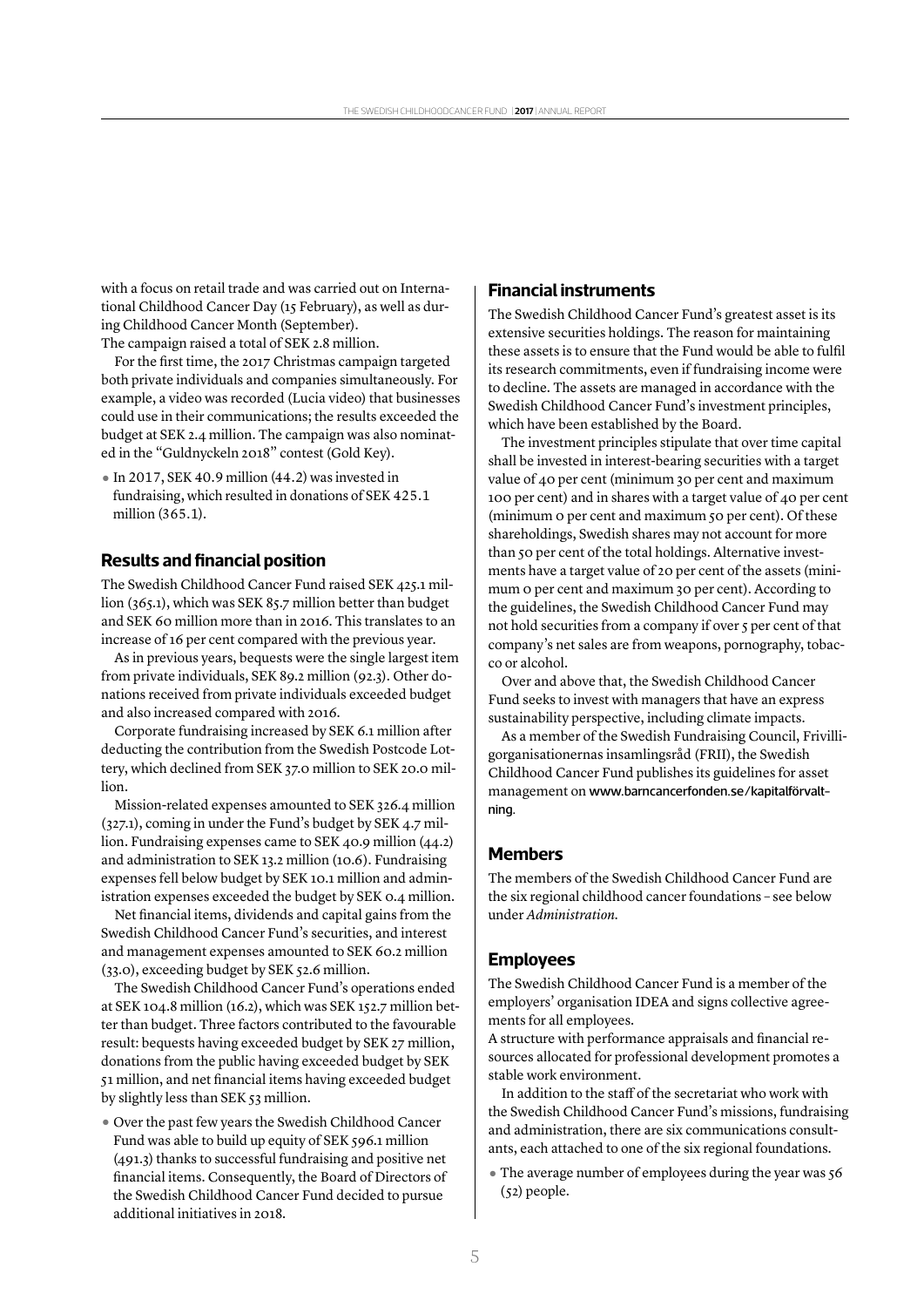with a focus on retail trade and was carried out on International Childhood Cancer Day (15 February), as well as during Childhood Cancer Month (September).
The campaign raised a total of SEK 2.8 million.

For the first time, the 2017 Christmas campaign targeted both private individuals and companies simultaneously. For example, a video was recorded (Lucia video) that businesses could use in their communications; the results exceeded the budget at SEK 2.4 million. The campaign was also nominated in the "Guldnyckeln 2018" contest (Gold Key).

- In 2017, SEK 40.9 million (44.2) was invested in fundraising, which resulted in donations of SEK 425.1 million (365.1).

## Results and financial position

The Swedish Childhood Cancer Fund raised SEK 425.1 million (365.1), which was SEK 85.7 million better than budget and SEK 60 million more than in 2016. This translates to an increase of 16 per cent compared with the previous year.

As in previous years, bequests were the single largest item from private individuals, SEK 89.2 million (92.3). Other donations received from private individuals exceeded budget and also increased compared with 2016.

Corporate fundraising increased by SEK 6.1 million after deducting the contribution from the Swedish Postcode Lottery, which declined from SEK 37.0 million to SEK 20.0 million.

Mission-related expenses amounted to SEK 326.4 million (327.1), coming in under the Fund's budget by SEK 4.7 million. Fundraising expenses came to SEK 40.9 million (44.2) and administration to SEK 13.2 million (10.6). Fundraising expenses fell below budget by SEK 10.1 million and administration expenses exceeded the budget by SEK 0.4 million.

Net financial items, dividends and capital gains from the Swedish Childhood Cancer Fund's securities, and interest and management expenses amounted to SEK 60.2 million (33.0), exceeding budget by SEK 52.6 million.

The Swedish Childhood Cancer Fund's operations ended at SEK 104.8 million (16.2), which was SEK 152.7 million better than budget. Three factors contributed to the favourable result: bequests having exceeded budget by SEK 27 million, donations from the public having exceeded budget by SEK 51 million, and net financial items having exceeded budget by slightly less than SEK 53 million.

- Over the past few years the Swedish Childhood Cancer Fund was able to build up equity of SEK 596.1 million (491.3) thanks to successful fundraising and positive net financial items. Consequently, the Board of Directors of the Swedish Childhood Cancer Fund decided to pursue additional initiatives in 2018.

## Financial instruments

The Swedish Childhood Cancer Fund's greatest asset is its extensive securities holdings. The reason for maintaining these assets is to ensure that the Fund would be able to fulfil its research commitments, even if fundraising income were to decline. The assets are managed in accordance with the Swedish Childhood Cancer Fund's investment principles, which have been established by the Board.

The investment principles stipulate that over time capital shall be invested in interest-bearing securities with a target value of 40 per cent (minimum 30 per cent and maximum 100 per cent) and in shares with a target value of 40 per cent (minimum 0 per cent and maximum 50 per cent). Of these shareholdings, Swedish shares may not account for more than 50 per cent of the total holdings. Alternative investments have a target value of 20 per cent of the assets (minimum 0 per cent and maximum 30 per cent). According to the guidelines, the Swedish Childhood Cancer Fund may not hold securities from a company if over 5 per cent of that company's net sales are from weapons, pornography, tobacco or alcohol.

Over and above that, the Swedish Childhood Cancer Fund seeks to invest with managers that have an express sustainability perspective, including climate impacts.

As a member of the Swedish Fundraising Council, Frivilligorganisationernas insamlingsråd (FRII), the Swedish Childhood Cancer Fund publishes its guidelines for asset management on www.barncancerfonden.se/kapitalförvaltning.

## Members

The members of the Swedish Childhood Cancer Fund are the six regional childhood cancer foundations – see below under *Administration*.

## Employees

The Swedish Childhood Cancer Fund is a member of the employers' organisation IDEA and signs collective agreements for all employees.
A structure with performance appraisals and financial resources allocated for professional development promotes a stable work environment.

In addition to the staff of the secretariat who work with the Swedish Childhood Cancer Fund's missions, fundraising and administration, there are six communications consultants, each attached to one of the six regional foundations.

- The average number of employees during the year was 56 (52) people.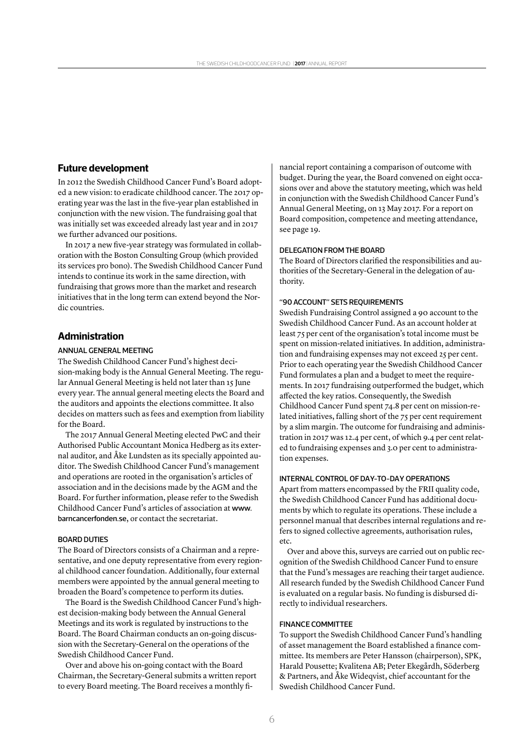## Future development

In 2012 the Swedish Childhood Cancer Fund's Board adopted a new vision: to eradicate childhood cancer. The 2017 operating year was the last in the five-year plan established in conjunction with the new vision. The fundraising goal that was initially set was exceeded already last year and in 2017 we further advanced our positions.

In 2017 a new five-year strategy was formulated in collaboration with the Boston Consulting Group (which provided its services pro bono). The Swedish Childhood Cancer Fund intends to continue its work in the same direction, with fundraising that grows more than the market and research initiatives that in the long term can extend beyond the Nordic countries.

## Administration

### ANNUAL GENERAL MEETING

The Swedish Childhood Cancer Fund's highest decision-making body is the Annual General Meeting. The regular Annual General Meeting is held not later than 15 June every year. The annual general meeting elects the Board and the auditors and appoints the elections committee. It also decides on matters such as fees and exemption from liability for the Board.

The 2017 Annual General Meeting elected PwC and their Authorised Public Accountant Monica Hedberg as its external auditor, and Åke Lundsten as its specially appointed auditor. The Swedish Childhood Cancer Fund's management and operations are rooted in the organisation's articles of association and in the decisions made by the AGM and the Board. For further information, please refer to the Swedish Childhood Cancer Fund's articles of association at www.barncancerfonden.se, or contact the secretariat.

### BOARD DUTIES

The Board of Directors consists of a Chairman and a representative, and one deputy representative from every regional childhood cancer foundation. Additionally, four external members were appointed by the annual general meeting to broaden the Board's competence to perform its duties.

The Board is the Swedish Childhood Cancer Fund's highest decision-making body between the Annual General Meetings and its work is regulated by instructions to the Board. The Board Chairman conducts an on-going discussion with the Secretary-General on the operations of the Swedish Childhood Cancer Fund.

Over and above his on-going contact with the Board Chairman, the Secretary-General submits a written report to every Board meeting. The Board receives a monthly financial report containing a comparison of outcome with budget. During the year, the Board convened on eight occasions over and above the statutory meeting, which was held in conjunction with the Swedish Childhood Cancer Fund's Annual General Meeting, on 13 May 2017. For a report on Board composition, competence and meeting attendance, see page 19.

### DELEGATION FROM THE BOARD

The Board of Directors clarified the responsibilities and authorities of the Secretary-General in the delegation of authority.

### "90 ACCOUNT" SETS REQUIREMENTS

Swedish Fundraising Control assigned a 90 account to the Swedish Childhood Cancer Fund. As an account holder at least 75 per cent of the organisation's total income must be spent on mission-related initiatives. In addition, administration and fundraising expenses may not exceed 25 per cent. Prior to each operating year the Swedish Childhood Cancer Fund formulates a plan and a budget to meet the requirements. In 2017 fundraising outperformed the budget, which affected the key ratios. Consequently, the Swedish Childhood Cancer Fund spent 74.8 per cent on mission-related initiatives, falling short of the 75 per cent requirement by a slim margin. The outcome for fundraising and administration in 2017 was 12.4 per cent, of which 9.4 per cent related to fundraising expenses and 3.0 per cent to administration expenses.

### INTERNAL CONTROL OF DAY-TO-DAY OPERATIONS

Apart from matters encompassed by the FRII quality code, the Swedish Childhood Cancer Fund has additional documents by which to regulate its operations. These include a personnel manual that describes internal regulations and refers to signed collective agreements, authorisation rules, etc.

Over and above this, surveys are carried out on public recognition of the Swedish Childhood Cancer Fund to ensure that the Fund's messages are reaching their target audience. All research funded by the Swedish Childhood Cancer Fund is evaluated on a regular basis. No funding is disbursed directly to individual researchers.

### FINANCE COMMITTEE

To support the Swedish Childhood Cancer Fund's handling of asset management the Board established a finance committee. Its members are Peter Hansson (chairperson), SPK, Harald Pousette; Kvalitena AB; Peter Ekegårdh, Söderberg & Partners, and Åke Wideqvist, chief accountant for the Swedish Childhood Cancer Fund.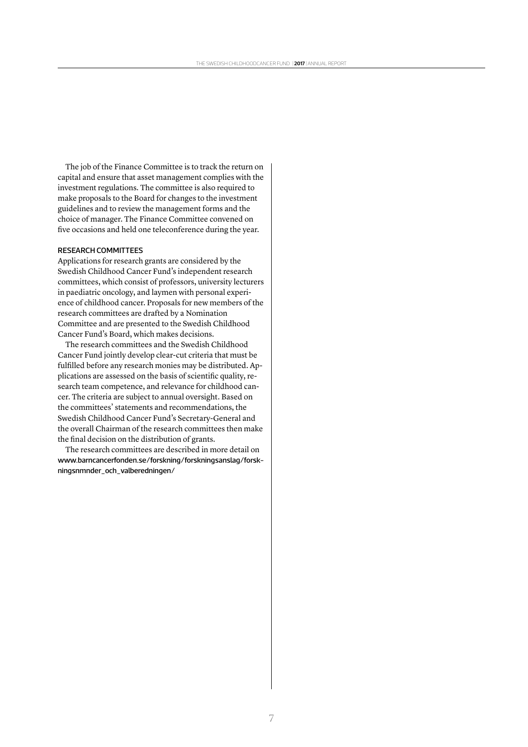The job of the Finance Committee is to track the return on capital and ensure that asset management complies with the investment regulations. The committee is also required to make proposals to the Board for changes to the investment guidelines and to review the management forms and the choice of manager. The Finance Committee convened on five occasions and held one teleconference during the year.

### RESEARCH COMMITTEES

Applications for research grants are considered by the Swedish Childhood Cancer Fund's independent research committees, which consist of professors, university lecturers in paediatric oncology, and laymen with personal experience of childhood cancer. Proposals for new members of the research committees are drafted by a Nomination Committee and are presented to the Swedish Childhood Cancer Fund's Board, which makes decisions.

The research committees and the Swedish Childhood Cancer Fund jointly develop clear-cut criteria that must be fulfilled before any research monies may be distributed. Applications are assessed on the basis of scientific quality, research team competence, and relevance for childhood cancer. The criteria are subject to annual oversight. Based on the committees' statements and recommendations, the Swedish Childhood Cancer Fund's Secretary-General and the overall Chairman of the research committees then make the final decision on the distribution of grants.

The research committees are described in more detail on www.barncancerfonden.se/forskning/forskningsanslag/forskningsnmnder_och_valberedningen/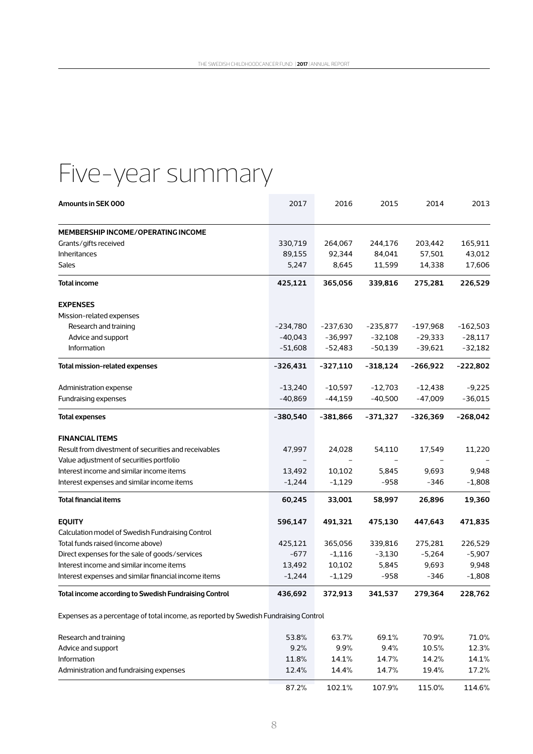# Five-year summary

| Amounts in SEK 000 | 2017 | 2016 | 2015 | 2014 | 2013 |
|---|---|---|---|---|---|
| **MEMBERSHIP INCOME/OPERATING INCOME** | | | | | |
| Grants/gifts received | 330,719 | 264,067 | 244,176 | 203,442 | 165,911 |
| Inheritances | 89,155 | 92,344 | 84,041 | 57,501 | 43,012 |
| Sales | 5,247 | 8,645 | 11,599 | 14,338 | 17,606 |
| **Total income** | **425,121** | **365,056** | **339,816** | **275,281** | **226,529** |
| **EXPENSES** | | | | | |
| Mission-related expenses | | | | | |
| Research and training | -234,780 | -237,630 | -235,877 | -197,968 | -162,503 |
| Advice and support | -40,043 | -36,997 | -32,108 | -29,333 | -28,117 |
| Information | -51,608 | -52,483 | -50,139 | -39,621 | -32,182 |
| **Total mission-related expenses** | **-326,431** | **-327,110** | **-318,124** | **-266,922** | **-222,802** |
| Administration expense | -13,240 | -10,597 | -12,703 | -12,438 | -9,225 |
| Fundraising expenses | -40,869 | -44,159 | -40,500 | -47,009 | -36,015 |
| **Total expenses** | **-380,540** | **-381,866** | **-371,327** | **-326,369** | **-268,042** |
| **FINANCIAL ITEMS** | | | | | |
| Result from divestment of securities and receivables | 47,997 | 24,028 | 54,110 | 17,549 | 11,220 |
| Value adjustment of securities portfolio | – | – | – | – | – |
| Interest income and similar income items | 13,492 | 10,102 | 5,845 | 9,693 | 9,948 |
| Interest expenses and similar income items | -1,244 | -1,129 | -958 | -346 | -1,808 |
| **Total financial items** | **60,245** | **33,001** | **58,997** | **26,896** | **19,360** |
| **EQUITY** | **596,147** | **491,321** | **475,130** | **447,643** | **471,835** |
| Calculation model of Swedish Fundraising Control | | | | | |
| Total funds raised (income above) | 425,121 | 365,056 | 339,816 | 275,281 | 226,529 |
| Direct expenses for the sale of goods/services | -677 | -1,116 | -3,130 | -5,264 | -5,907 |
| Interest income and similar income items | 13,492 | 10,102 | 5,845 | 9,693 | 9,948 |
| Interest expenses and similar financial income items | -1,244 | -1,129 | -958 | -346 | -1,808 |
| **Total income according to Swedish Fundraising Control** | **436,692** | **372,913** | **341,537** | **279,364** | **228,762** |
| Expenses as a percentage of total income, as reported by Swedish Fundraising Control | | | | | |
| Research and training | 53.8% | 63.7% | 69.1% | 70.9% | 71.0% |
| Advice and support | 9.2% | 9.9% | 9.4% | 10.5% | 12.3% |
| Information | 11.8% | 14.1% | 14.7% | 14.2% | 14.1% |
| Administration and fundraising expenses | 12.4% | 14.4% | 14.7% | 19.4% | 17.2% |
| | 87.2% | 102.1% | 107.9% | 115.0% | 114.6% |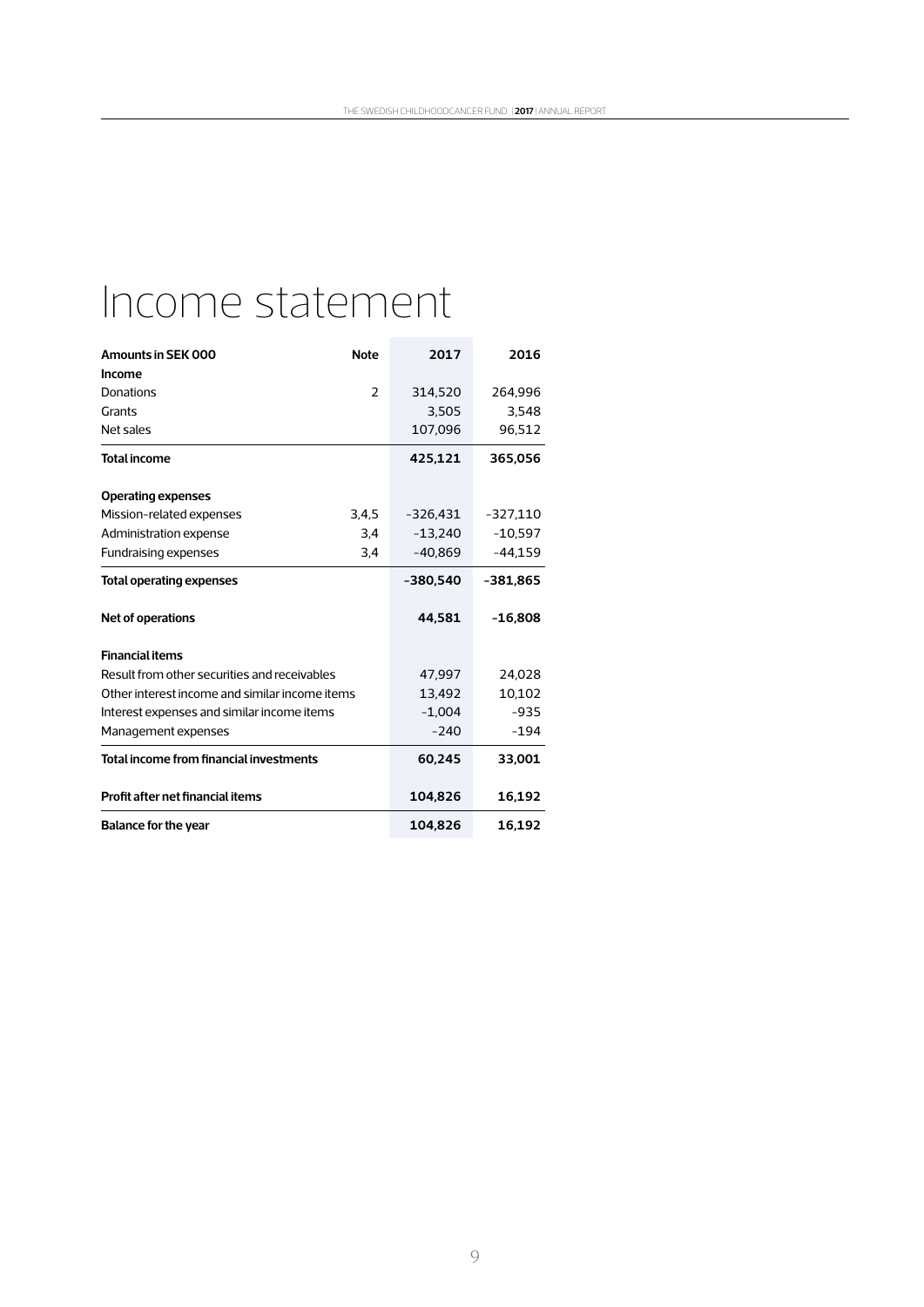# Income statement

| Amounts in SEK 000 | Note | 2017 | 2016 |
|---|---|---|---|
| **Income** | | | |
| Donations | 2 | 314,520 | 264,996 |
| Grants | | 3,505 | 3,548 |
| Net sales | | 107,096 | 96,512 |
| **Total income** | | **425,121** | **365,056** |
| **Operating expenses** | | | |
| Mission-related expenses | 3,4,5 | -326,431 | -327,110 |
| Administration expense | 3,4 | -13,240 | -10,597 |
| Fundraising expenses | 3,4 | -40,869 | -44,159 |
| **Total operating expenses** | | **-380,540** | **-381,865** |
| **Net of operations** | | **44,581** | **-16,808** |
| **Financial items** | | | |
| Result from other securities and receivables | | 47,997 | 24,028 |
| Other interest income and similar income items | | 13,492 | 10,102 |
| Interest expenses and similar income items | | -1,004 | -935 |
| Management expenses | | -240 | -194 |
| **Total income from financial investments** | | **60,245** | **33,001** |
| **Profit after net financial items** | | **104,826** | **16,192** |
| **Balance for the year** | | **104,826** | **16,192** |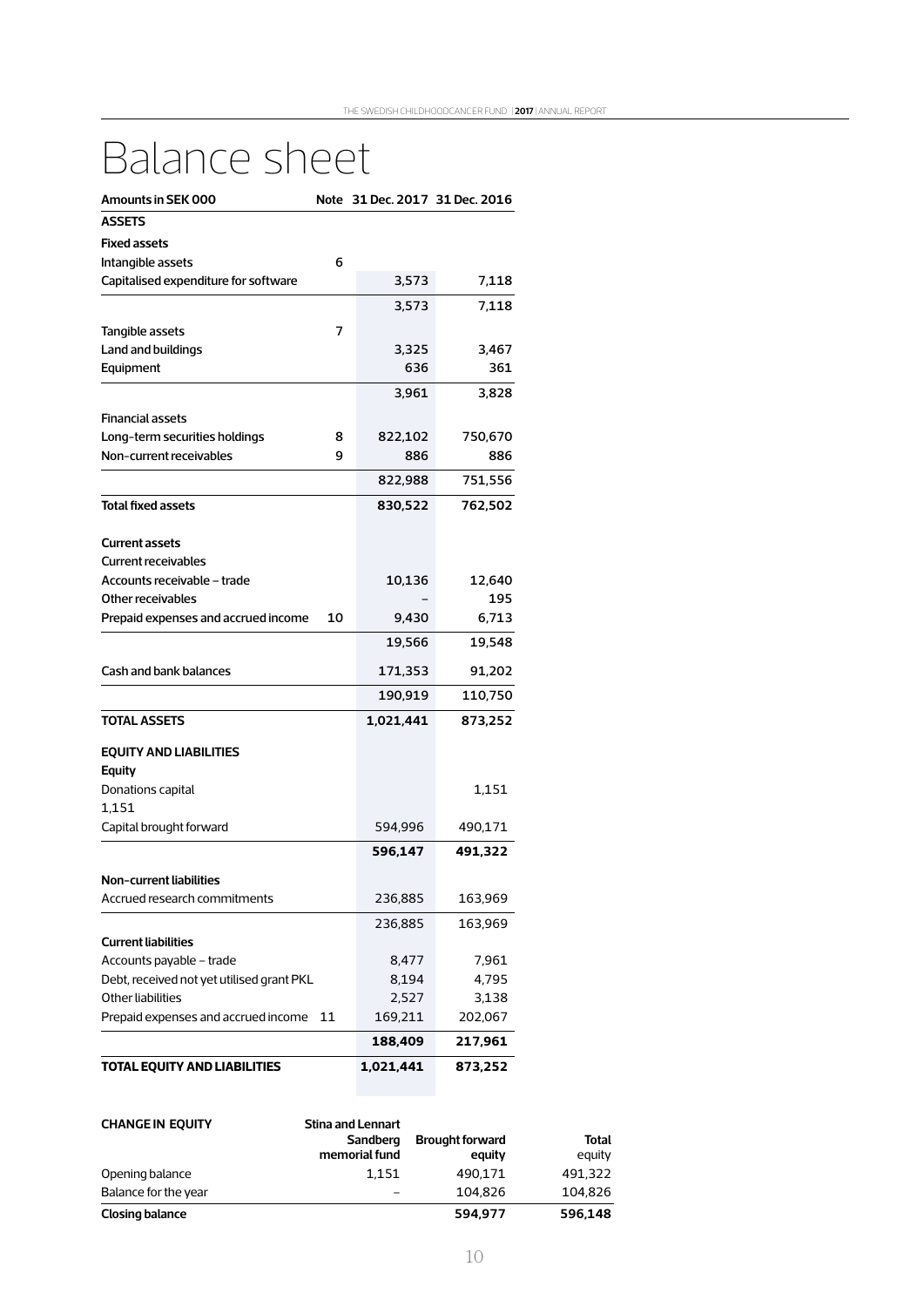# Balance sheet

| Amounts in SEK 000 | Note | 31 Dec. 2017 | 31 Dec. 2016 |
|---|---|---|---|
| **ASSETS** | | | |
| **Fixed assets** | | | |
| Intangible assets | 6 | | |
| Capitalised expenditure for software | | 3,573 | 7,118 |
| | | 3,573 | 7,118 |
| Tangible assets | 7 | | |
| Land and buildings | | 3,325 | 3,467 |
| Equipment | | 636 | 361 |
| | | 3,961 | 3,828 |
| Financial assets | | | |
| Long-term securities holdings | 8 | 822,102 | 750,670 |
| Non-current receivables | 9 | 886 | 886 |
| | | 822,988 | 751,556 |
| **Total fixed assets** | | **830,522** | **762,502** |
| **Current assets** | | | |
| Current receivables | | | |
| Accounts receivable – trade | | 10,136 | 12,640 |
| Other receivables | | – | 195 |
| Prepaid expenses and accrued income | 10 | 9,430 | 6,713 |
| | | 19,566 | 19,548 |
| Cash and bank balances | | 171,353 | 91,202 |
| | | 190,919 | 110,750 |
| **TOTAL ASSETS** | | **1,021,441** | **873,252** |
| **EQUITY AND LIABILITIES** | | | |
| **Equity** | | | |
| Donations capital | | | 1,151 |
| 1,151 | | | |
| Capital brought forward | | 594,996 | 490,171 |
| | | **596,147** | **491,322** |
| **Non-current liabilities** | | | |
| Accrued research commitments | | 236,885 | 163,969 |
| | | 236,885 | 163,969 |
| **Current liabilities** | | | |
| Accounts payable – trade | | 8,477 | 7,961 |
| Debt, received not yet utilised grant PKL | | 8,194 | 4,795 |
| Other liabilities | | 2,527 | 3,138 |
| Prepaid expenses and accrued income | 11 | 169,211 | 202,067 |
| | | **188,409** | **217,961** |
| **TOTAL EQUITY AND LIABILITIES** | | **1,021,441** | **873,252** |

| CHANGE IN EQUITY | Stina and Lennart Sandberg memorial fund | Brought forward equity | Total equity |
|---|---|---|---|
| Opening balance | 1,151 | 490,171 | 491,322 |
| Balance for the year | – | 104,826 | 104,826 |
| **Closing balance** | | **594,977** | **596,148** |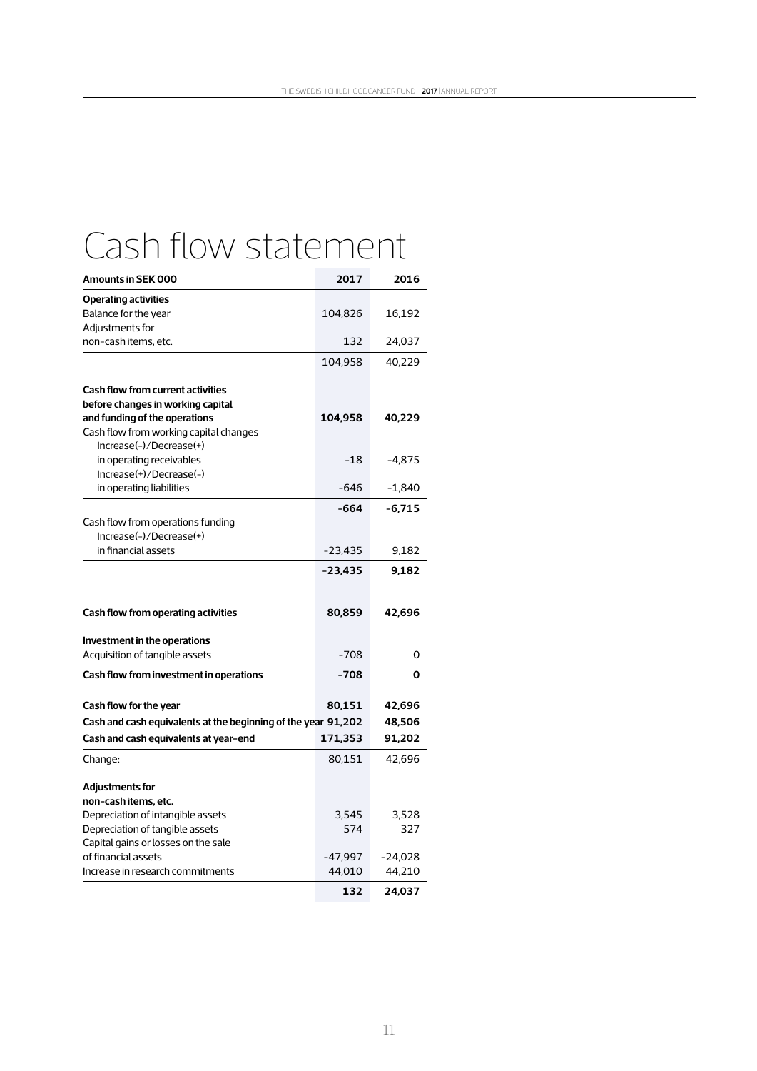# Cash flow statement

| Amounts in SEK 000 | 2017 | 2016 |
|---|---|---|
| **Operating activities** | | |
| Balance for the year | 104,826 | 16,192 |
| Adjustments for non-cash items, etc. | 132 | 24,037 |
| | 104,958 | 40,229 |
| **Cash flow from current activities before changes in working capital and funding of the operations** | **104,958** | **40,229** |
| Cash flow from working capital changes | | |
| Increase(-)/Decrease(+) in operating receivables | -18 | -4,875 |
| Increase(+)/Decrease(-) in operating liabilities | -646 | -1,840 |
| | **-664** | **-6,715** |
| Cash flow from operations funding | | |
| Increase(-)/Decrease(+) in financial assets | -23,435 | 9,182 |
| | **-23,435** | **9,182** |
| **Cash flow from operating activities** | **80,859** | **42,696** |
| **Investment in the operations** | | |
| Acquisition of tangible assets | -708 | 0 |
| **Cash flow from investment in operations** | **-708** | **0** |
| **Cash flow for the year** | **80,151** | **42,696** |
| **Cash and cash equivalents at the beginning of the year** | **91,202** | **48,506** |
| **Cash and cash equivalents at year-end** | **171,353** | **91,202** |
| Change: | 80,151 | 42,696 |
| **Adjustments for non-cash items, etc.** | | |
| Depreciation of intangible assets | 3,545 | 3,528 |
| Depreciation of tangible assets | 574 | 327 |
| Capital gains or losses on the sale of financial assets | -47,997 | -24,028 |
| Increase in research commitments | 44,010 | 44,210 |
| | **132** | **24,037** |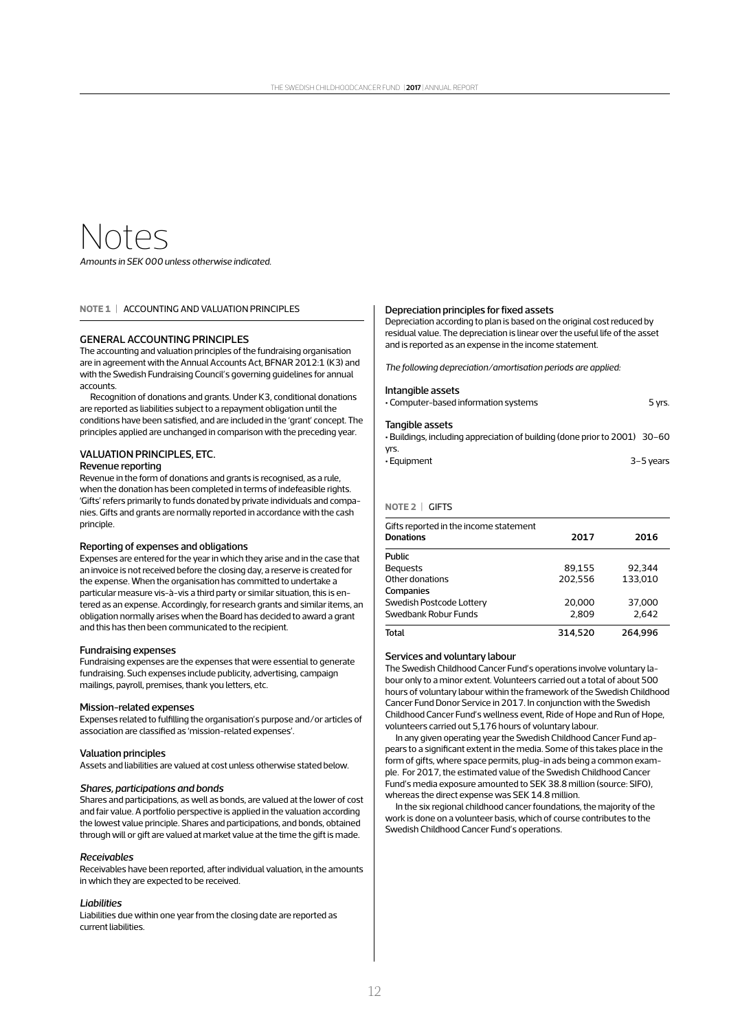# Notes

*Amounts in SEK 000 unless otherwise indicated.*

## NOTE 1 | ACCOUNTING AND VALUATION PRINCIPLES

### GENERAL ACCOUNTING PRINCIPLES

The accounting and valuation principles of the fundraising organisation are in agreement with the Annual Accounts Act, BFNAR 2012:1 (K3) and with the Swedish Fundraising Council's governing guidelines for annual accounts.

Recognition of donations and grants. Under K3, conditional donations are reported as liabilities subject to a repayment obligation until the conditions have been satisfied, and are included in the 'grant' concept. The principles applied are unchanged in comparison with the preceding year.

### VALUATION PRINCIPLES, ETC.

#### Revenue reporting

Revenue in the form of donations and grants is recognised, as a rule, when the donation has been completed in terms of indefeasible rights. 'Gifts' refers primarily to funds donated by private individuals and companies. Gifts and grants are normally reported in accordance with the cash principle.

#### Reporting of expenses and obligations

Expenses are entered for the year in which they arise and in the case that an invoice is not received before the closing day, a reserve is created for the expense. When the organisation has committed to undertake a particular measure vis-à-vis a third party or similar situation, this is entered as an expense. Accordingly, for research grants and similar items, an obligation normally arises when the Board has decided to award a grant and this has then been communicated to the recipient.

#### Fundraising expenses

Fundraising expenses are the expenses that were essential to generate fundraising. Such expenses include publicity, advertising, campaign mailings, payroll, premises, thank you letters, etc.

#### Mission-related expenses

Expenses related to fulfilling the organisation's purpose and/or articles of association are classified as 'mission-related expenses'.

#### Valuation principles

Assets and liabilities are valued at cost unless otherwise stated below.

*Shares, participations and bonds*

Shares and participations, as well as bonds, are valued at the lower of cost and fair value. A portfolio perspective is applied in the valuation according the lowest value principle. Shares and participations, and bonds, obtained through will or gift are valued at market value at the time the gift is made.

*Receivables*

Receivables have been reported, after individual valuation, in the amounts in which they are expected to be received.

*Liabilities*

Liabilities due within one year from the closing date are reported as current liabilities.

#### Depreciation principles for fixed assets

Depreciation according to plan is based on the original cost reduced by residual value. The depreciation is linear over the useful life of the asset and is reported as an expense in the income statement.

*The following depreciation/amortisation periods are applied:*

**Intangible assets**

- Computer-based information systems — 5 yrs.

**Tangible assets**

- Buildings, including appreciation of building (done prior to 2001) — 30–60 yrs.
- Equipment — 3–5 years

## NOTE 2 | GIFTS

| Gifts reported in the income statement<br>**Donations** | **2017** | **2016** |
|---|---|---|
| **Public** | | |
| Bequests | 89,155 | 92,344 |
| Other donations | 202,556 | 133,010 |
| **Companies** | | |
| Swedish Postcode Lottery | 20,000 | 37,000 |
| Swedbank Robur Funds | 2,809 | 2,642 |
| **Total** | **314,520** | **264,996** |

#### Services and voluntary labour

The Swedish Childhood Cancer Fund's operations involve voluntary labour only to a minor extent. Volunteers carried out a total of about 500 hours of voluntary labour within the framework of the Swedish Childhood Cancer Fund Donor Service in 2017. In conjunction with the Swedish Childhood Cancer Fund's wellness event, Ride of Hope and Run of Hope, volunteers carried out 5,176 hours of voluntary labour.

In any given operating year the Swedish Childhood Cancer Fund appears to a significant extent in the media. Some of this takes place in the form of gifts, where space permits, plug-in ads being a common example. For 2017, the estimated value of the Swedish Childhood Cancer Fund's media exposure amounted to SEK 38.8 million (source: SIFO), whereas the direct expense was SEK 14.8 million.

In the six regional childhood cancer foundations, the majority of the work is done on a volunteer basis, which of course contributes to the Swedish Childhood Cancer Fund's operations.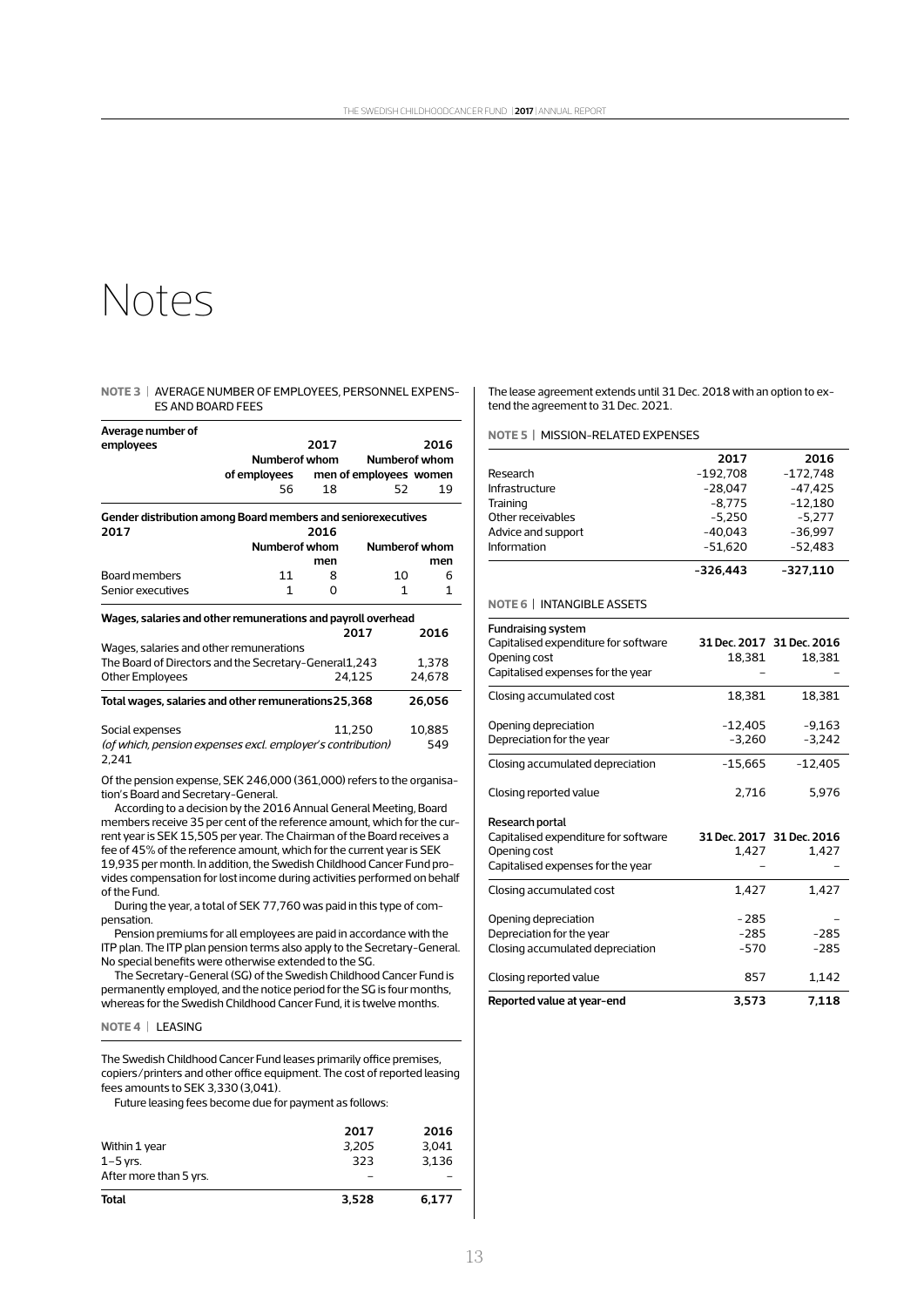# Notes

**NOTE 3** | AVERAGE NUMBER OF EMPLOYEES, PERSONNEL EXPENSES AND BOARD FEES

| Average number of employees | 2017 | | 2016 | |
|---|---|---|---|---|
| | Number of employees | of whom men | Number of employees | of whom women |
| | 56 | 18 | 52 | 19 |

**Gender distribution among Board members and senior executives**

| | 2017 | | 2016 | |
|---|---|---|---|---|
| | Number | of whom men | Number | of whom men |
| Board members | 11 | 8 | 10 | 6 |
| Senior executives | 1 | 0 | 1 | 1 |

**Wages, salaries and other remunerations and payroll overhead**

| | 2017 | 2016 |
|---|---|---|
| Wages, salaries and other remunerations | | |
| The Board of Directors and the Secretary-General | 1,243 | 1,378 |
| Other Employees | 24,125 | 24,678 |
| **Total wages, salaries and other remunerations** | **25,368** | **26,056** |
| Social expenses | 11,250 | 10,885 |
| *(of which, pension expenses excl. employer's contribution)* | 2,241 | 549 |

Of the pension expense, SEK 246,000 (361,000) refers to the organisation's Board and Secretary-General.

According to a decision by the 2016 Annual General Meeting, Board members receive 35 per cent of the reference amount, which for the current year is SEK 15,505 per year. The Chairman of the Board receives a fee of 45% of the reference amount, which for the current year is SEK 19,935 per month. In addition, the Swedish Childhood Cancer Fund provides compensation for lost income during activities performed on behalf of the Fund.

During the year, a total of SEK 77,760 was paid in this type of compensation.

Pension premiums for all employees are paid in accordance with the ITP plan. The ITP plan pension terms also apply to the Secretary-General. No special benefits were otherwise extended to the SG.

The Secretary-General (SG) of the Swedish Childhood Cancer Fund is permanently employed, and the notice period for the SG is four months, whereas for the Swedish Childhood Cancer Fund, it is twelve months.

**NOTE 4** | LEASING

The Swedish Childhood Cancer Fund leases primarily office premises, copiers/printers and other office equipment. The cost of reported leasing fees amounts to SEK 3,330 (3,041).

Future leasing fees become due for payment as follows:

| | 2017 | 2016 |
|---|---|---|
| Within 1 year | *3,205* | 3,041 |
| 1–5 yrs. | 323 | 3,136 |
| After more than 5 yrs. | – | – |
| **Total** | **3,528** | **6,177** |

The lease agreement extends until 31 Dec. 2018 with an option to extend the agreement to 31 Dec. 2021.

**NOTE 5** | MISSION-RELATED EXPENSES

| | 2017 | 2016 |
|---|---|---|
| Research | -192,708 | -172,748 |
| Infrastructure | -28,047 | -47,425 |
| Training | -8,775 | -12,180 |
| Other receivables | -5,250 | -5,277 |
| Advice and support | -40,043 | -36,997 |
| Information | -51,620 | -52,483 |
| | **-326,443** | **-327,110** |

**NOTE 6** | INTANGIBLE ASSETS

| | 31 Dec. 2017 | 31 Dec. 2016 |
|---|---|---|
| **Fundraising system** | | |
| Capitalised expenditure for software | | |
| Opening cost | 18,381 | 18,381 |
| Capitalised expenses for the year | – | – |
| Closing accumulated cost | 18,381 | 18,381 |
| Opening depreciation | -12,405 | -9,163 |
| Depreciation for the year | -3,260 | -3,242 |
| Closing accumulated depreciation | -15,665 | -12,405 |
| Closing reported value | 2,716 | 5,976 |
| **Research portal** | | |
| Capitalised expenditure for software | 31 Dec. 2017 | 31 Dec. 2016 |
| Opening cost | 1,427 | 1,427 |
| Capitalised expenses for the year | – | – |
| Closing accumulated cost | 1,427 | 1,427 |
| Opening depreciation | -285 | – |
| Depreciation for the year | -285 | -285 |
| Closing accumulated depreciation | -570 | -285 |
| Closing reported value | 857 | 1,142 |
| **Reported value at year-end** | **3,573** | **7,118** |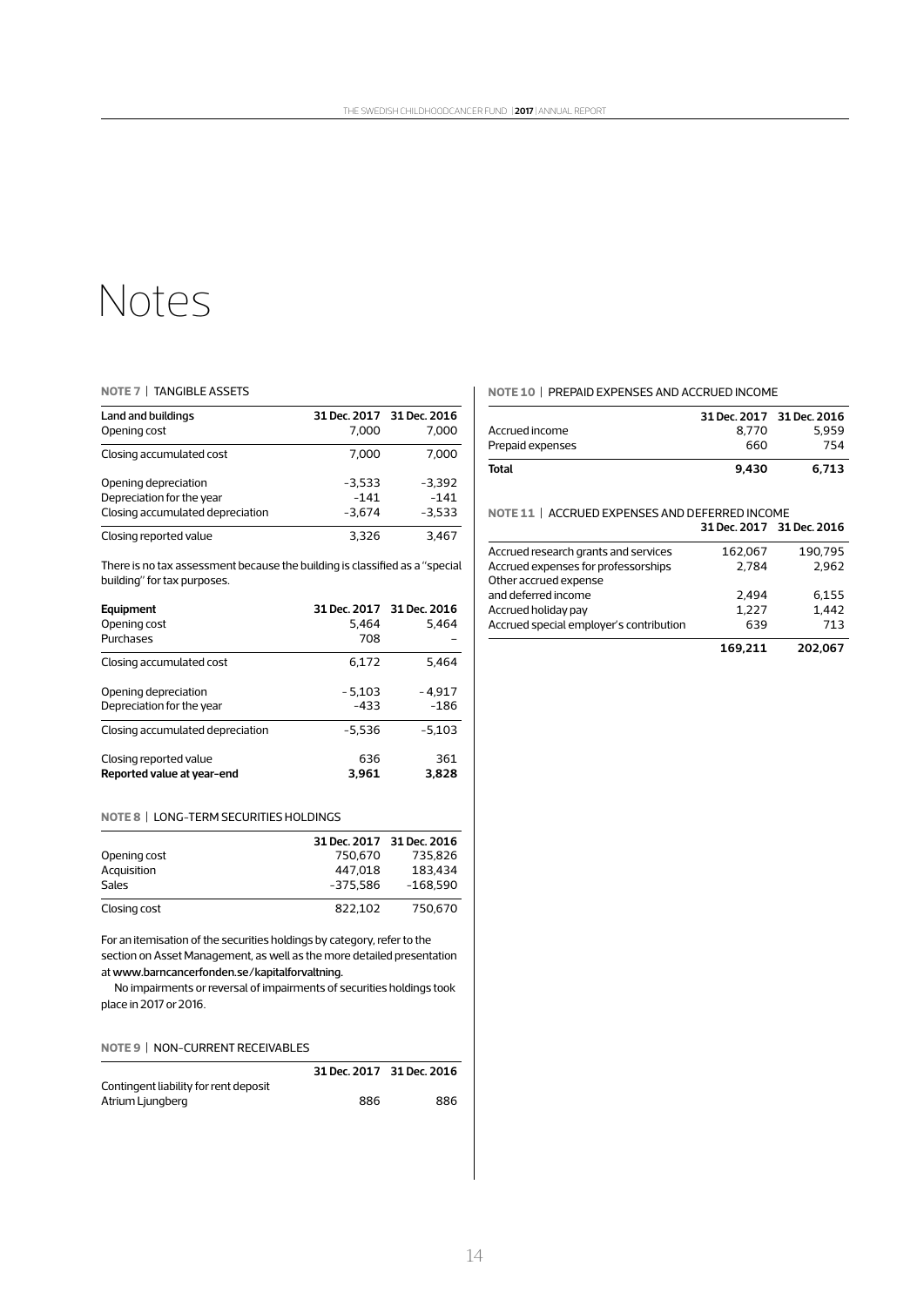# Notes

## NOTE 7 | TANGIBLE ASSETS

| Land and buildings | 31 Dec. 2017 | 31 Dec. 2016 |
|---|---|---|
| Opening cost | 7,000 | 7,000 |
| Closing accumulated cost | 7,000 | 7,000 |
| Opening depreciation | -3,533 | -3,392 |
| Depreciation for the year | -141 | -141 |
| Closing accumulated depreciation | -3,674 | -3,533 |
| Closing reported value | 3,326 | 3,467 |

There is no tax assessment because the building is classified as a "special building" for tax purposes.

| Equipment | 31 Dec. 2017 | 31 Dec. 2016 |
|---|---|---|
| Opening cost | 5,464 | 5,464 |
| Purchases | 708 | – |
| Closing accumulated cost | 6,172 | 5,464 |
| Opening depreciation | -5,103 | -4,917 |
| Depreciation for the year | -433 | -186 |
| Closing accumulated depreciation | -5,536 | -5,103 |
| Closing reported value | 636 | 361 |
| **Reported value at year-end** | **3,961** | **3,828** |

## NOTE 8 | LONG-TERM SECURITIES HOLDINGS

| | 31 Dec. 2017 | 31 Dec. 2016 |
|---|---|---|
| Opening cost | 750,670 | 735,826 |
| Acquisition | 447,018 | 183,434 |
| Sales | -375,586 | -168,590 |
| Closing cost | 822,102 | 750,670 |

For an itemisation of the securities holdings by category, refer to the section on Asset Management, as well as the more detailed presentation at www.barncancerfonden.se/kapitalforvaltning.

No impairments or reversal of impairments of securities holdings took place in 2017 or 2016.

## NOTE 9 | NON-CURRENT RECEIVABLES

| | 31 Dec. 2017 | 31 Dec. 2016 |
|---|---|---|
| Contingent liability for rent deposit Atrium Ljungberg | 886 | 886 |

## NOTE 10 | PREPAID EXPENSES AND ACCRUED INCOME

| | 31 Dec. 2017 | 31 Dec. 2016 |
|---|---|---|
| Accrued income | 8,770 | 5,959 |
| Prepaid expenses | 660 | 754 |
| **Total** | **9,430** | **6,713** |

## NOTE 11 | ACCRUED EXPENSES AND DEFERRED INCOME

| | 31 Dec. 2017 | 31 Dec. 2016 |
|---|---|---|
| Accrued research grants and services | 162,067 | 190,795 |
| Accrued expenses for professorships | 2,784 | 2,962 |
| Other accrued expense and deferred income | 2,494 | 6,155 |
| Accrued holiday pay | 1,227 | 1,442 |
| Accrued special employer's contribution | 639 | 713 |
| | **169,211** | **202,067** |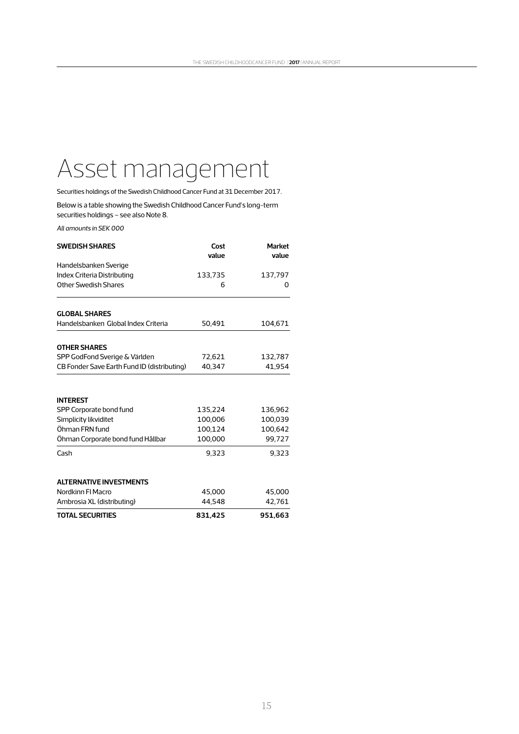# Asset management

Securities holdings of the Swedish Childhood Cancer Fund at 31 December 2017.

Below is a table showing the Swedish Childhood Cancer Fund's long-term securities holdings – see also Note 8.

*All amounts in SEK 000*

| **SWEDISH SHARES** | **Cost value** | **Market value** |
|---|---|---|
| Handelsbanken Sverige Index Criteria Distributing | 133,735 | 137,797 |
| Other Swedish Shares | 6 | 0 |
| **GLOBAL SHARES** | | |
| Handelsbanken Global Index Criteria | 50,491 | 104,671 |
| **OTHER SHARES** | | |
| SPP GodFond Sverige & Världen | 72,621 | 132,787 |
| CB Fonder Save Earth Fund ID (distributing) | 40,347 | 41,954 |
| **INTEREST** | | |
| SPP Corporate bond fund | 135,224 | 136,962 |
| Simplicity likviditet | 100,006 | 100,039 |
| Öhman FRN fund | 100,124 | 100,642 |
| Öhman Corporate bond fund Hållbar | 100,000 | 99,727 |
| Cash | 9,323 | 9,323 |
| **ALTERNATIVE INVESTMENTS** | | |
| Nordkinn FI Macro | 45,000 | 45,000 |
| Ambrosia XL (distributing) | 44,548 | 42,761 |
| **TOTAL SECURITIES** | **831,425** | **951,663** |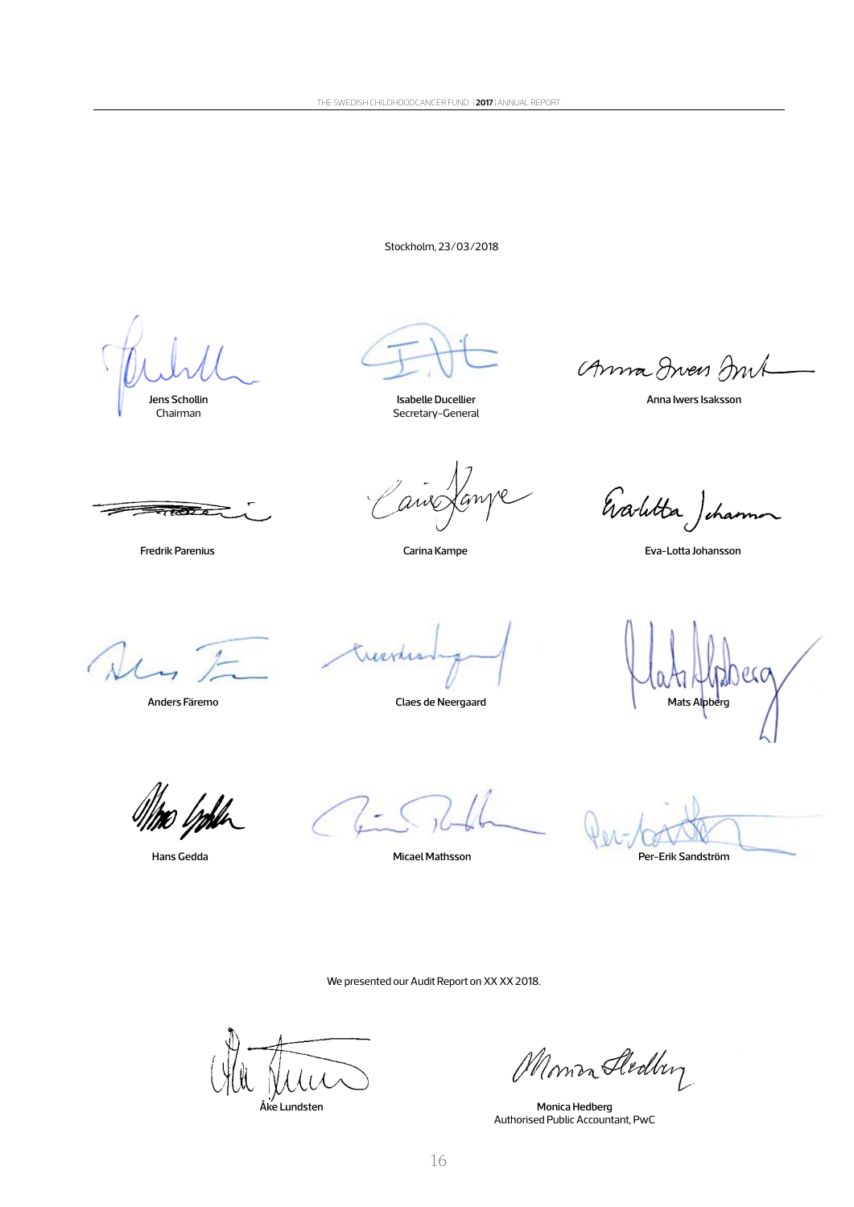Stockholm, 23/03/2018

Jens Schollin
Chairman

Isabelle Ducellier
Secretary-General

Anna Iwers Isaksson

Fredrik Parenius

Carina Kampe

Eva-Lotta Johansson

Anders Färemo

Claes de Neergaard

Mats Alpberg

Hans Gedda

Micael Mathsson

Per-Erik Sandström

We presented our Audit Report on XX XX 2018.

Åke Lundsten

Monica Hedberg
Authorised Public Accountant, PwC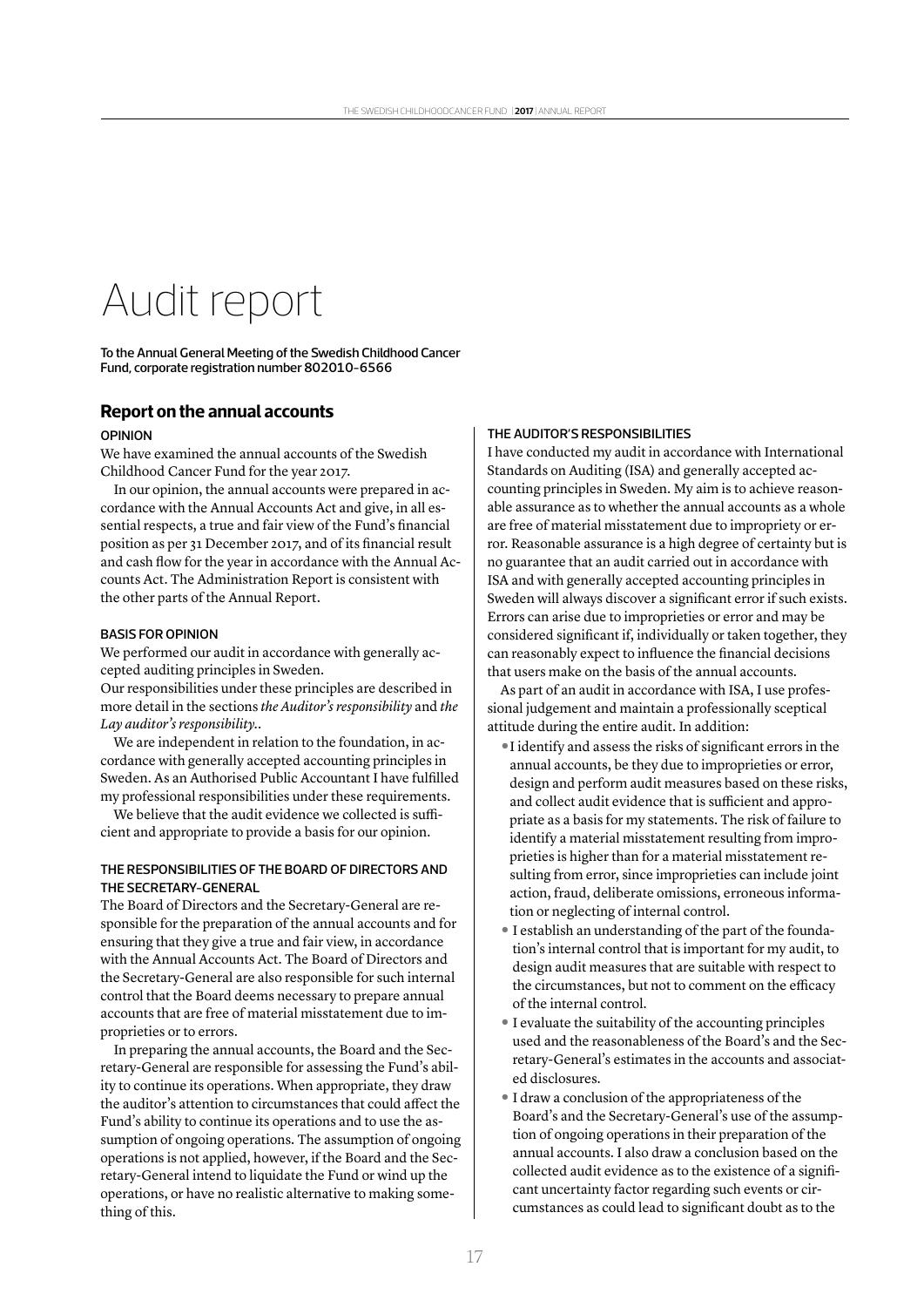# Audit report

To the Annual General Meeting of the Swedish Childhood Cancer Fund, corporate registration number 802010-6566

## Report on the annual accounts

### OPINION

We have examined the annual accounts of the Swedish Childhood Cancer Fund for the year 2017.

In our opinion, the annual accounts were prepared in accordance with the Annual Accounts Act and give, in all essential respects, a true and fair view of the Fund's financial position as per 31 December 2017, and of its financial result and cash flow for the year in accordance with the Annual Accounts Act. The Administration Report is consistent with the other parts of the Annual Report.

### BASIS FOR OPINION

We performed our audit in accordance with generally accepted auditing principles in Sweden.

Our responsibilities under these principles are described in more detail in the sections *the Auditor's responsibility* and *the Lay auditor's responsibility*..

We are independent in relation to the foundation, in accordance with generally accepted accounting principles in Sweden. As an Authorised Public Accountant I have fulfilled my professional responsibilities under these requirements.

We believe that the audit evidence we collected is sufficient and appropriate to provide a basis for our opinion.

### THE RESPONSIBILITIES OF THE BOARD OF DIRECTORS AND THE SECRETARY-GENERAL

The Board of Directors and the Secretary-General are responsible for the preparation of the annual accounts and for ensuring that they give a true and fair view, in accordance with the Annual Accounts Act. The Board of Directors and the Secretary-General are also responsible for such internal control that the Board deems necessary to prepare annual accounts that are free of material misstatement due to improprieties or to errors.

In preparing the annual accounts, the Board and the Secretary-General are responsible for assessing the Fund's ability to continue its operations. When appropriate, they draw the auditor's attention to circumstances that could affect the Fund's ability to continue its operations and to use the assumption of ongoing operations. The assumption of ongoing operations is not applied, however, if the Board and the Secretary-General intend to liquidate the Fund or wind up the operations, or have no realistic alternative to making something of this.

### THE AUDITOR'S RESPONSIBILITIES

I have conducted my audit in accordance with International Standards on Auditing (ISA) and generally accepted accounting principles in Sweden. My aim is to achieve reasonable assurance as to whether the annual accounts as a whole are free of material misstatement due to impropriety or error. Reasonable assurance is a high degree of certainty but is no guarantee that an audit carried out in accordance with ISA and with generally accepted accounting principles in Sweden will always discover a significant error if such exists. Errors can arise due to improprieties or error and may be considered significant if, individually or taken together, they can reasonably expect to influence the financial decisions that users make on the basis of the annual accounts.

As part of an audit in accordance with ISA, I use professional judgement and maintain a professionally sceptical attitude during the entire audit. In addition:

- I identify and assess the risks of significant errors in the annual accounts, be they due to improprieties or error, design and perform audit measures based on these risks, and collect audit evidence that is sufficient and appropriate as a basis for my statements. The risk of failure to identify a material misstatement resulting from improprieties is higher than for a material misstatement resulting from error, since improprieties can include joint action, fraud, deliberate omissions, erroneous information or neglecting of internal control.
- I establish an understanding of the part of the foundation's internal control that is important for my audit, to design audit measures that are suitable with respect to the circumstances, but not to comment on the efficacy of the internal control.
- I evaluate the suitability of the accounting principles used and the reasonableness of the Board's and the Secretary-General's estimates in the accounts and associated disclosures.
- I draw a conclusion of the appropriateness of the Board's and the Secretary-General's use of the assumption of ongoing operations in their preparation of the annual accounts. I also draw a conclusion based on the collected audit evidence as to the existence of a significant uncertainty factor regarding such events or circumstances as could lead to significant doubt as to the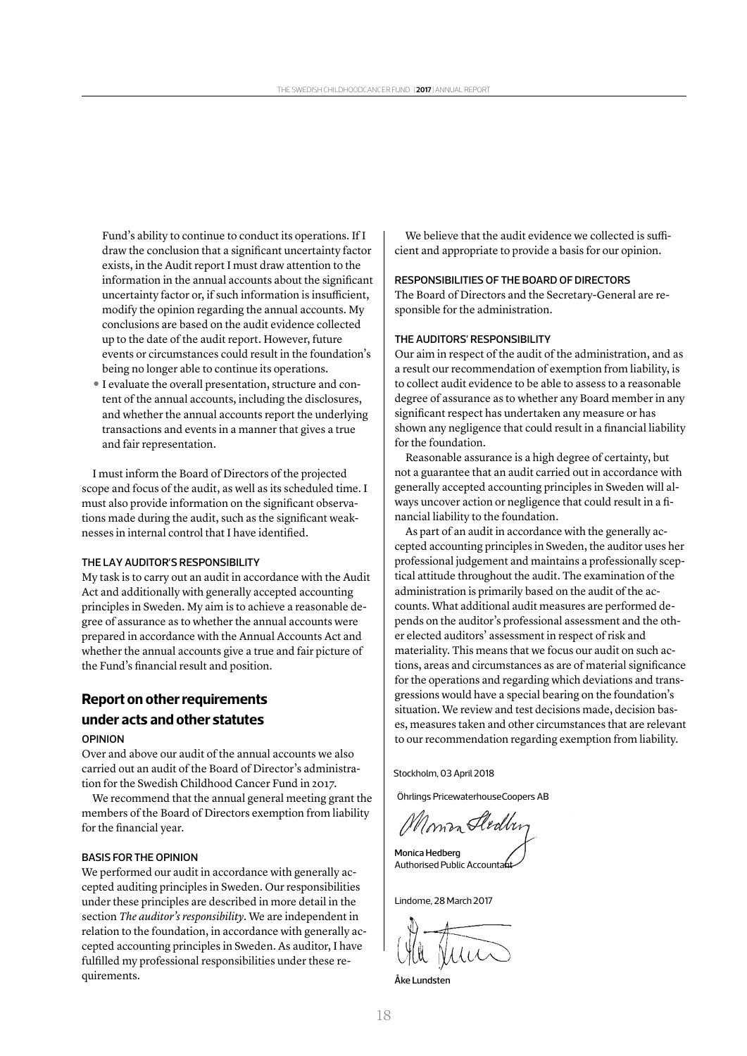Fund's ability to continue to conduct its operations. If I draw the conclusion that a significant uncertainty factor exists, in the Audit report I must draw attention to the information in the annual accounts about the significant uncertainty factor or, if such information is insufficient, modify the opinion regarding the annual accounts. My conclusions are based on the audit evidence collected up to the date of the audit report. However, future events or circumstances could result in the foundation's being no longer able to continue its operations.

- I evaluate the overall presentation, structure and content of the annual accounts, including the disclosures, and whether the annual accounts report the underlying transactions and events in a manner that gives a true and fair representation.

I must inform the Board of Directors of the projected scope and focus of the audit, as well as its scheduled time. I must also provide information on the significant observations made during the audit, such as the significant weaknesses in internal control that I have identified.

#### THE LAY AUDITOR'S RESPONSIBILITY

My task is to carry out an audit in accordance with the Audit Act and additionally with generally accepted accounting principles in Sweden. My aim is to achieve a reasonable degree of assurance as to whether the annual accounts were prepared in accordance with the Annual Accounts Act and whether the annual accounts give a true and fair picture of the Fund's financial result and position.

## Report on other requirements under acts and other statutes

#### OPINION

Over and above our audit of the annual accounts we also carried out an audit of the Board of Director's administration for the Swedish Childhood Cancer Fund in 2017.

We recommend that the annual general meeting grant the members of the Board of Directors exemption from liability for the financial year.

#### BASIS FOR THE OPINION

We performed our audit in accordance with generally accepted auditing principles in Sweden. Our responsibilities under these principles are described in more detail in the section *The auditor's responsibility*. We are independent in relation to the foundation, in accordance with generally accepted accounting principles in Sweden. As auditor, I have fulfilled my professional responsibilities under these requirements.

We believe that the audit evidence we collected is sufficient and appropriate to provide a basis for our opinion.

#### RESPONSIBILITIES OF THE BOARD OF DIRECTORS

The Board of Directors and the Secretary-General are responsible for the administration.

#### THE AUDITORS' RESPONSIBILITY

Our aim in respect of the audit of the administration, and as a result our recommendation of exemption from liability, is to collect audit evidence to be able to assess to a reasonable degree of assurance as to whether any Board member in any significant respect has undertaken any measure or has shown any negligence that could result in a financial liability for the foundation.

Reasonable assurance is a high degree of certainty, but not a guarantee that an audit carried out in accordance with generally accepted accounting principles in Sweden will always uncover action or negligence that could result in a financial liability to the foundation.

As part of an audit in accordance with the generally accepted accounting principles in Sweden, the auditor uses her professional judgement and maintains a professionally sceptical attitude throughout the audit. The examination of the administration is primarily based on the audit of the accounts. What additional audit measures are performed depends on the auditor's professional assessment and the other elected auditors' assessment in respect of risk and materiality. This means that we focus our audit on such actions, areas and circumstances as are of material significance for the operations and regarding which deviations and transgressions would have a special bearing on the foundation's situation. We review and test decisions made, decision bases, measures taken and other circumstances that are relevant to our recommendation regarding exemption from liability.

Stockholm, 03 April 2018

Öhrlings PricewaterhouseCoopers AB

**Monica Hedberg**
Authorised Public Accountant

Lindome, 28 March 2017

**Åke Lundsten**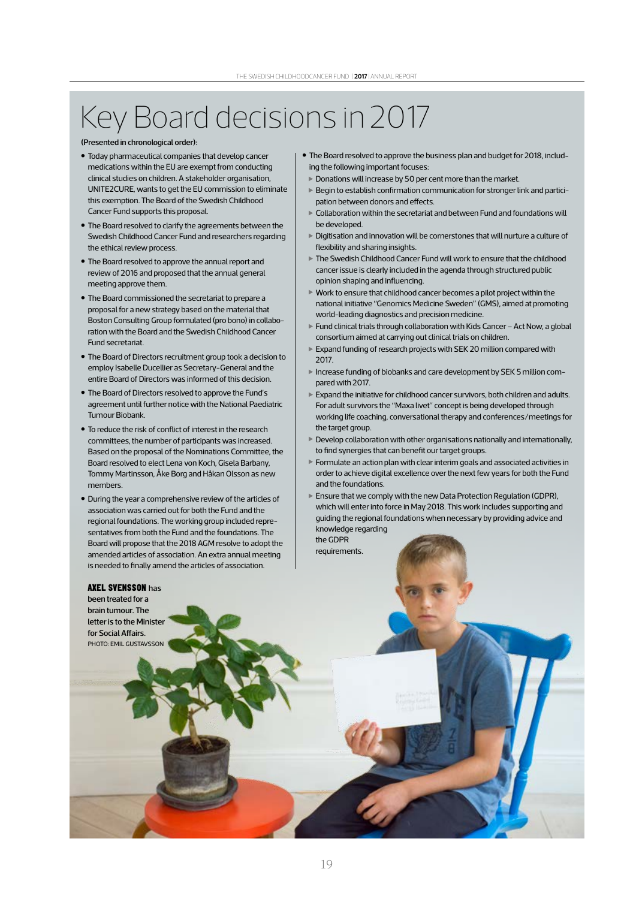# Key Board decisions in 2017

**(Presented in chronological order):**

- Today pharmaceutical companies that develop cancer medications within the EU are exempt from conducting clinical studies on children. A stakeholder organisation, UNITE2CURE, wants to get the EU commission to eliminate this exemption. The Board of the Swedish Childhood Cancer Fund supports this proposal.
- The Board resolved to clarify the agreements between the Swedish Childhood Cancer Fund and researchers regarding the ethical review process.
- The Board resolved to approve the annual report and review of 2016 and proposed that the annual general meeting approve them.
- The Board commissioned the secretariat to prepare a proposal for a new strategy based on the material that Boston Consulting Group formulated (pro bono) in collaboration with the Board and the Swedish Childhood Cancer Fund secretariat.
- The Board of Directors recruitment group took a decision to employ Isabelle Ducellier as Secretary-General and the entire Board of Directors was informed of this decision.
- The Board of Directors resolved to approve the Fund's agreement until further notice with the National Paediatric Tumour Biobank.
- To reduce the risk of conflict of interest in the research committees, the number of participants was increased. Based on the proposal of the Nominations Committee, the Board resolved to elect Lena von Koch, Gisela Barbany, Tommy Martinsson, Åke Borg and Håkan Olsson as new members.
- During the year a comprehensive review of the articles of association was carried out for both the Fund and the regional foundations. The working group included representatives from both the Fund and the foundations. The Board will propose that the 2018 AGM resolve to adopt the amended articles of association. An extra annual meeting is needed to finally amend the articles of association.
- The Board resolved to approve the business plan and budget for 2018, including the following important focuses:
  - Donations will increase by 50 per cent more than the market.
  - Begin to establish confirmation communication for stronger link and participation between donors and effects.
  - Collaboration within the secretariat and between Fund and foundations will be developed.
  - Digitisation and innovation will be cornerstones that will nurture a culture of flexibility and sharing insights.
  - The Swedish Childhood Cancer Fund will work to ensure that the childhood cancer issue is clearly included in the agenda through structured public opinion shaping and influencing.
  - Work to ensure that childhood cancer becomes a pilot project within the national initiative "Genomics Medicine Sweden" (GMS), aimed at promoting world-leading diagnostics and precision medicine.
  - Fund clinical trials through collaboration with Kids Cancer – Act Now, a global consortium aimed at carrying out clinical trials on children.
  - Expand funding of research projects with SEK 20 million compared with 2017.
  - Increase funding of biobanks and care development by SEK 5 million compared with 2017.
  - Expand the initiative for childhood cancer survivors, both children and adults. For adult survivors the "Maxa livet" concept is being developed through working life coaching, conversational therapy and conferences/meetings for the target group.
  - Develop collaboration with other organisations nationally and internationally, to find synergies that can benefit our target groups.
  - Formulate an action plan with clear interim goals and associated activities in order to achieve digital excellence over the next few years for both the Fund and the foundations.
  - Ensure that we comply with the new Data Protection Regulation (GDPR), which will enter into force in May 2018. This work includes supporting and guiding the regional foundations when necessary by providing advice and knowledge regarding the GDPR requirements.

**AXEL SVENSSON** has been treated for a brain tumour. The letter is to the Minister for Social Affairs.
PHOTO: EMIL GUSTAVSSON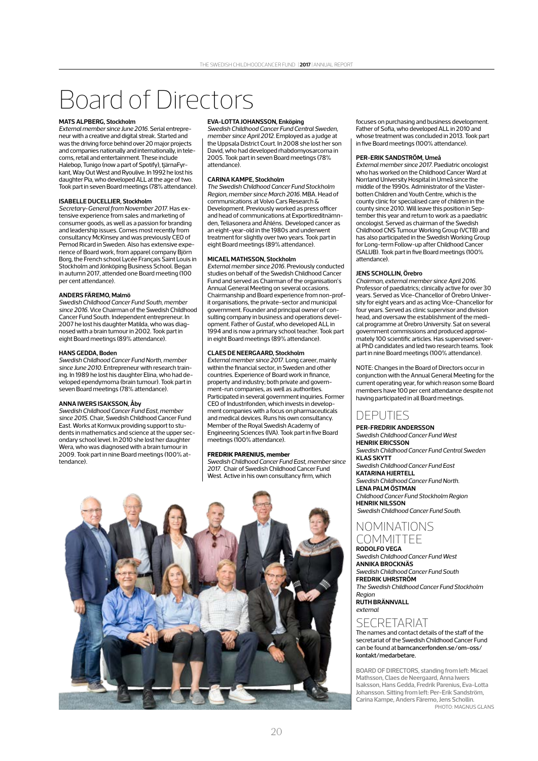# Board of Directors

**MATS ALPBERG, Stockholm**
*External member since June 2016.* Serial entrepreneur with a creative and digital streak. Started and was the driving force behind over 20 major projects and companies nationally and internationally, in telecoms, retail and entertainment. These include Halebop, Tunigo (now a part of Spotify), tjärnaFyrkant, Way Out West and Ryoulive. In 1992 he lost his daughter Pia, who developed ALL at the age of two. Took part in seven Board meetings (78% attendance).

**ISABELLE DUCELLIER, Stockholm**
*Secretary-General from November 2017.* Has extensive experience from sales and marketing of consumer goods, as well as a passion for branding and leadership issues. Comes most recently from consultancy McKinsey and was previously CEO of Pernod Ricard in Sweden. Also has extensive experience of Board work, from apparel company Björn Borg, the French school Lycée Français Saint Louis in Stockholm and Jönköping Business School. Began in autumn 2017, attended one Board meeting (100 per cent attendance).

**ANDERS FÄREMO, Malmö**
*Swedish Childhood Cancer Fund South, member since 2016.* Vice Chairman of the Swedish Childhood Cancer Fund South. Independent entrepreneur. In 2007 he lost his daughter Matilda, who was diagnosed with a brain tumour in 2002. Took part in eight Board meetings (89% attendance).

**HANS GEDDA, Boden**
*Swedish Childhood Cancer Fund North, member since June 2010.* Entrepreneur with research training. In 1989 he lost his daughter Elina, who had developed ependymoma (brain tumour). Took part in seven Board meetings (78% attendance).

**ANNA IWERS ISAKSSON, Åby**
*Swedish Childhood Cancer Fund East, member since 2015.* Chair, Swedish Childhood Cancer Fund East. Works at Komvux providing support to students in mathematics and science at the upper secondary school level. In 2010 she lost her daughter Wera, who was diagnosed with a brain tumour in 2009. Took part in nine Board meetings (100% attendance).

**EVA-LOTTA JOHANSSON, Enköping**
*Swedish Childhood Cancer Fund Central Sweden, member since April 2012.* Employed as a judge at the Uppsala District Court. In 2008 she lost her son David, who had developed rhabdomyosarcoma in 2005. Took part in seven Board meetings (78% attendance).

**CARINA KAMPE, Stockholm**
*The Swedish Childhood Cancer Fund Stockholm Region, member since March 2016.* MBA. Head of communications at Volvo Cars Research & Development. Previously worked as press officer and head of communications at Exportkreditnämnden, Teliasonera and Åhléns. Developed cancer as an eight-year-old in the 1980s and underwent treatment for slightly over two years. Took part in eight Board meetings (89% attendance).

**MICAEL MATHSSON, Stockholm**
*External member since 2016.* Previously conducted studies on behalf of the Swedish Childhood Cancer Fund and served as Chairman of the organisation's Annual General Meeting on several occasions. Chairmanship and Board experience from non-profit organisations, the private-sector and municipal government. Founder and principal owner of consulting company in business and operations development. Father of Gustaf, who developed ALL in 1994 and is now a primary school teacher. Took part in eight Board meetings (89% attendance).

**CLAES DE NEERGAARD, Stockholm**
*External member since 2017.* Long career, mainly within the financial sector, in Sweden and other countries. Experience of Board work in finance, property and industry; both private and government-run companies, as well as authorities. Participated in several government inquiries. Former CEO of Industrifonden, which invests in development companies with a focus on pharmaceuticals and medical devices. Runs his own consultancy. Member of the Royal Swedish Academy of Engineering Sciences (IVA). Took part in five Board meetings (100% attendance).

**FREDRIK PARENIUS, member**
*Swedish Childhood Cancer Fund East, member since 2017.* Chair of Swedish Childhood Cancer Fund West. Active in his own consultancy firm, which focuses on purchasing and business development. Father of Sofia, who developed ALL in 2010 and whose treatment was concluded in 2013. Took part in five Board meetings (100% attendance).

**PER-ERIK SANDSTRÖM, Umeå**
*External member since 2017.* Paediatric oncologist who has worked on the Childhood Cancer Ward at Norrland University Hospital in Umeå since the middle of the 1990s. Administrator of the Västerbotten Children and Youth Centre, which is the county clinic for specialised care of children in the county since 2010. Will leave this position in September this year and return to work as a paediatric oncologist. Served as chairman of the Swedish Childhood CNS Tumour Working Group (VCTB) and has also participated in the Swedish Working Group for Long-term Follow-up after Childhood Cancer (SALUB). Took part in five Board meetings (100% attendance).

**JENS SCHOLLIN, Örebro**
*Chairman, external member since April 2016.* Professor of paediatrics; clinically active for over 30 years. Served as Vice-Chancellor of Örebro University for eight years and as acting Vice-Chancellor for four years. Served as clinic supervisor and division head, and oversaw the establishment of the medical programme at Örebro University. Sat on several government commissions and produced approximately 100 scientific articles. Has supervised several PhD candidates and led two research teams. Took part in nine Board meetings (100% attendance).

NOTE: Changes in the Board of Directors occur in conjunction with the Annual General Meeting for the current operating year, for which reason some Board members have 100 per cent attendance despite not having participated in all Board meetings.

## DEPUTIES

**PER-FREDRIK ANDERSSON**
*Swedish Childhood Cancer Fund West*
**HENRIK ERICSSON**
*Swedish Childhood Cancer Fund Central Sweden*
**KLAS SKYTT**
*Swedish Childhood Cancer Fund East*
**KATARINA HJERTELL**
*Swedish Childhood Cancer Fund North.*
**LENA PALM ÖSTMAN**
*Childhood Cancer Fund Stockholm Region*
**HENRIK NILSSON**
*Swedish Childhood Cancer Fund South.*

## NOMINATIONS COMMITTEE

**RODOLFO VEGA**
*Swedish Childhood Cancer Fund West*
**ANNIKA BROCKNÄS**
*Swedish Childhood Cancer Fund South*
**FREDRIK UHRSTRÖM**
*The Swedish Childhood Cancer Fund Stockholm Region*
**RUTH BRÄNNVALL**
*external*

## SECRETARIAT

The names and contact details of the staff of the secretariat of the Swedish Childhood Cancer Fund can be found at barncancerfonden.se/om-oss/kontakt/medarbetare.

BOARD OF DIRECTORS, standing from left: Micael Mathsson, Claes de Neergaard, Anna Iwers Isaksson, Hans Gedda, Fredrik Parenius, Eva-Lotta Johansson. Sitting from left: Per-Erik Sandström, Carina Kampe, Anders Färemo, Jens Schollin.
PHOTO: MAGNUS GLANS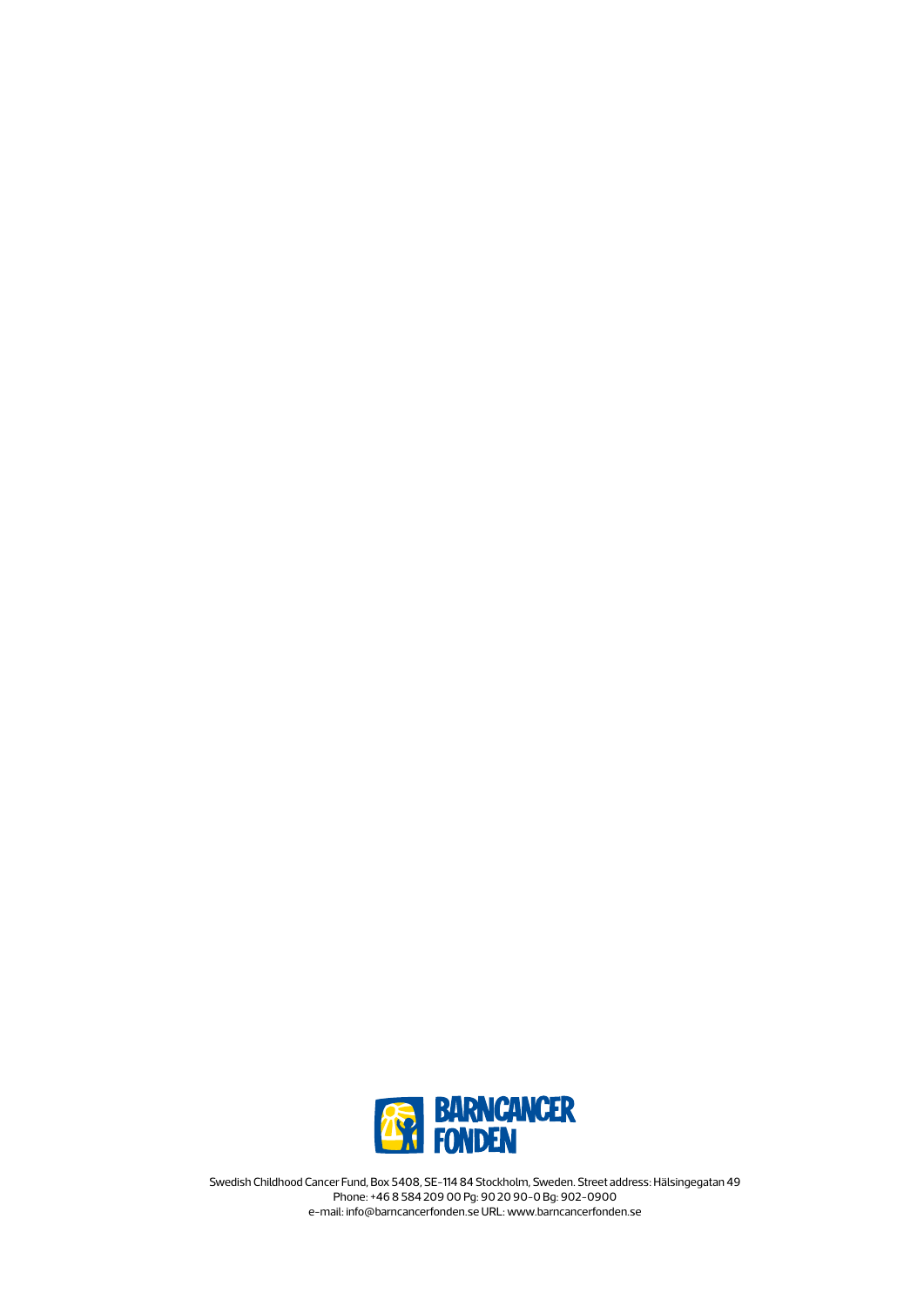BARNCANCER FONDEN

Swedish Childhood Cancer Fund, Box 5408, SE-114 84 Stockholm, Sweden. Street address: Hälsingegatan 49
Phone: +46 8 584 209 00 Pg: 90 20 90-0 Bg: 902-0900
e-mail: info@barncancerfonden.se URL: www.barncancerfonden.se